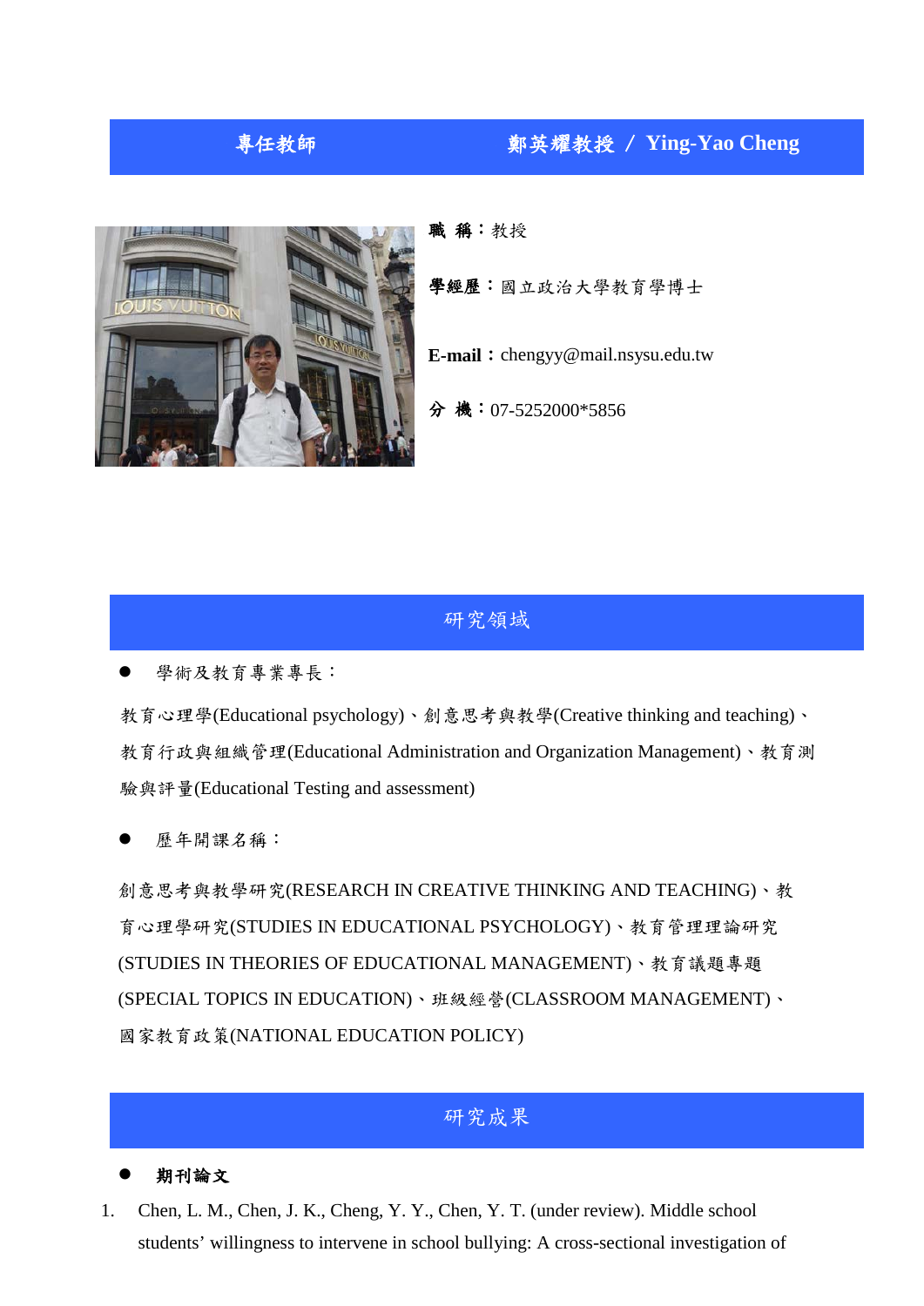## 專任教師　　　　鄭英耀教授 / Ying-Yao Cheng

**職 稱：**教授

**學經歷：**國立政治大學教育學博士

**E-mail：**chengyy@mail.nsysu.edu.tw

**分 機：**07-5252000*5856

## 研究領域

- 學術及教育專業專長：

教育心理學(Educational psychology)、創意思考與教學(Creative thinking and teaching)、教育行政與組織管理(Educational Administration and Organization Management)、教育測驗與評量(Educational Testing and assessment)

- 歷年開課名稱：

創意思考與教學研究(RESEARCH IN CREATIVE THINKING AND TEACHING)、教育心理學研究(STUDIES IN EDUCATIONAL PSYCHOLOGY)、教育管理理論研究(STUDIES IN THEORIES OF EDUCATIONAL MANAGEMENT)、教育議題專題(SPECIAL TOPICS IN EDUCATION)、班級經營(CLASSROOM MANAGEMENT)、國家教育政策(NATIONAL EDUCATION POLICY)

## 研究成果

- **期刊論文**

1. Chen, L. M., Chen, J. K., Cheng, Y. Y., Chen, Y. T. (under review). Middle school students' willingness to intervene in school bullying: A cross-sectional investigation of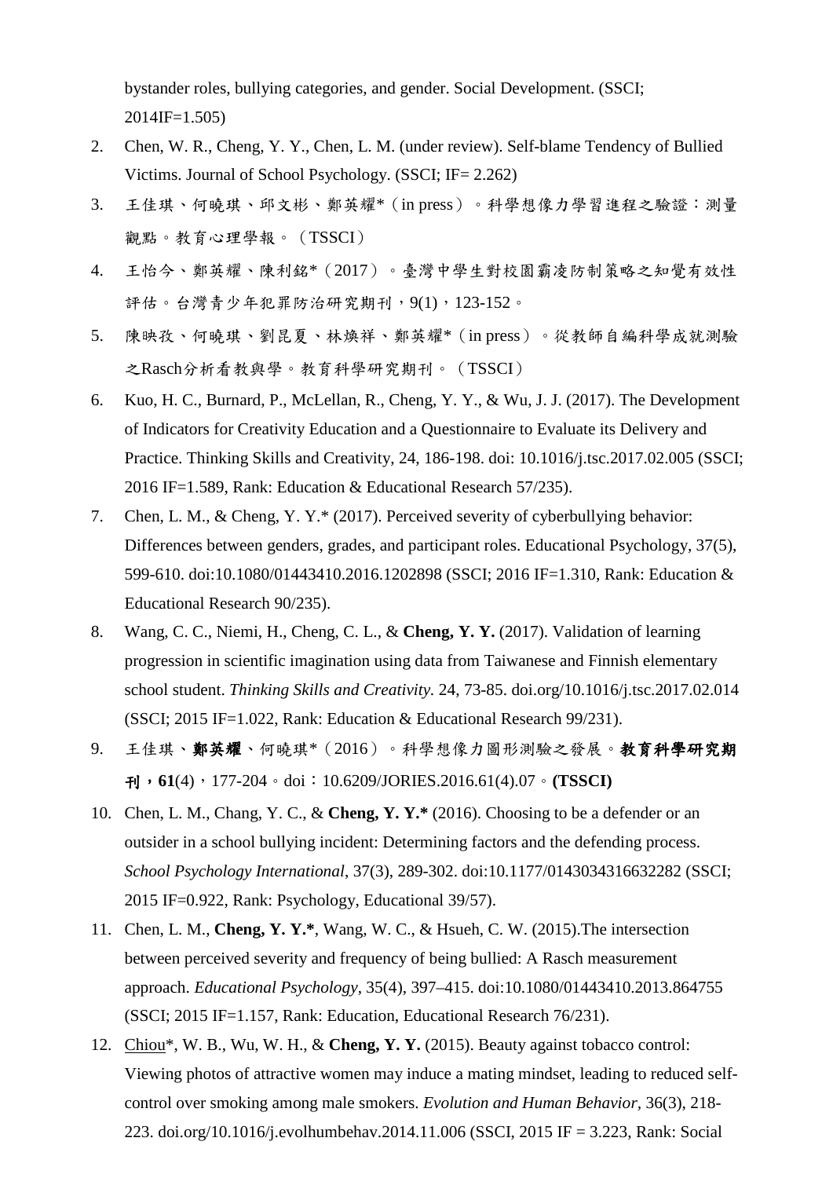bystander roles, bullying categories, and gender. Social Development. (SSCI; 2014IF=1.505)

2. Chen, W. R., Cheng, Y. Y., Chen, L. M. (under review). Self-blame Tendency of Bullied Victims. Journal of School Psychology. (SSCI; IF= 2.262)
3. 王佳琪、何曉琪、邱文彬、鄭英耀*（in press）。科學想像力學習進程之驗證：測量觀點。教育心理學報。（TSSCI）
4. 王怡今、鄭英耀、陳利銘*（2017）。臺灣中學生對校園霸凌防制策略之知覺有效性評估。台灣青少年犯罪防治研究期刊，9(1)，123-152。
5. 陳映孜、何曉琪、劉昆夏、林煥祥、鄭英耀*（in press）。從教師自編科學成就測驗之Rasch分析看教與學。教育科學研究期刊。（TSSCI）
6. Kuo, H. C., Burnard, P., McLellan, R., Cheng, Y. Y., & Wu, J. J. (2017). The Development of Indicators for Creativity Education and a Questionnaire to Evaluate its Delivery and Practice. Thinking Skills and Creativity, 24, 186-198. doi: 10.1016/j.tsc.2017.02.005 (SSCI; 2016 IF=1.589, Rank: Education & Educational Research 57/235).
7. Chen, L. M., & Cheng, Y. Y.* (2017). Perceived severity of cyberbullying behavior: Differences between genders, grades, and participant roles. Educational Psychology, 37(5), 599-610. doi:10.1080/01443410.2016.1202898 (SSCI; 2016 IF=1.310, Rank: Education & Educational Research 90/235).
8. Wang, C. C., Niemi, H., Cheng, C. L., & **Cheng, Y. Y.** (2017). Validation of learning progression in scientific imagination using data from Taiwanese and Finnish elementary school student. *Thinking Skills and Creativity*. 24, 73-85. doi.org/10.1016/j.tsc.2017.02.014 (SSCI; 2015 IF=1.022, Rank: Education & Educational Research 99/231).
9. 王佳琪、**鄭英耀**、何曉琪*（2016）。科學想像力圖形測驗之發展。**教育科學研究期刊，61**(4)，177-204。doi：10.6209/JORIES.2016.61(4).07。**(TSSCI)**
10. Chen, L. M., Chang, Y. C., & **Cheng, Y. Y.*** (2016). Choosing to be a defender or an outsider in a school bullying incident: Determining factors and the defending process. *School Psychology International*, 37(3), 289-302. doi:10.1177/0143034316632282 (SSCI; 2015 IF=0.922, Rank: Psychology, Educational 39/57).
11. Chen, L. M., **Cheng, Y. Y.***, Wang, W. C., & Hsueh, C. W. (2015).The intersection between perceived severity and frequency of being bullied: A Rasch measurement approach. *Educational Psychology*, 35(4), 397–415. doi:10.1080/01443410.2013.864755 (SSCI; 2015 IF=1.157, Rank: Education, Educational Research 76/231).
12. Chiou*, W. B., Wu, W. H., & **Cheng, Y. Y.** (2015). Beauty against tobacco control: Viewing photos of attractive women may induce a mating mindset, leading to reduced self-control over smoking among male smokers. *Evolution and Human Behavior*, 36(3), 218-223. doi.org/10.1016/j.evolhumbehav.2014.11.006 (SSCI, 2015 IF = 3.223, Rank: Social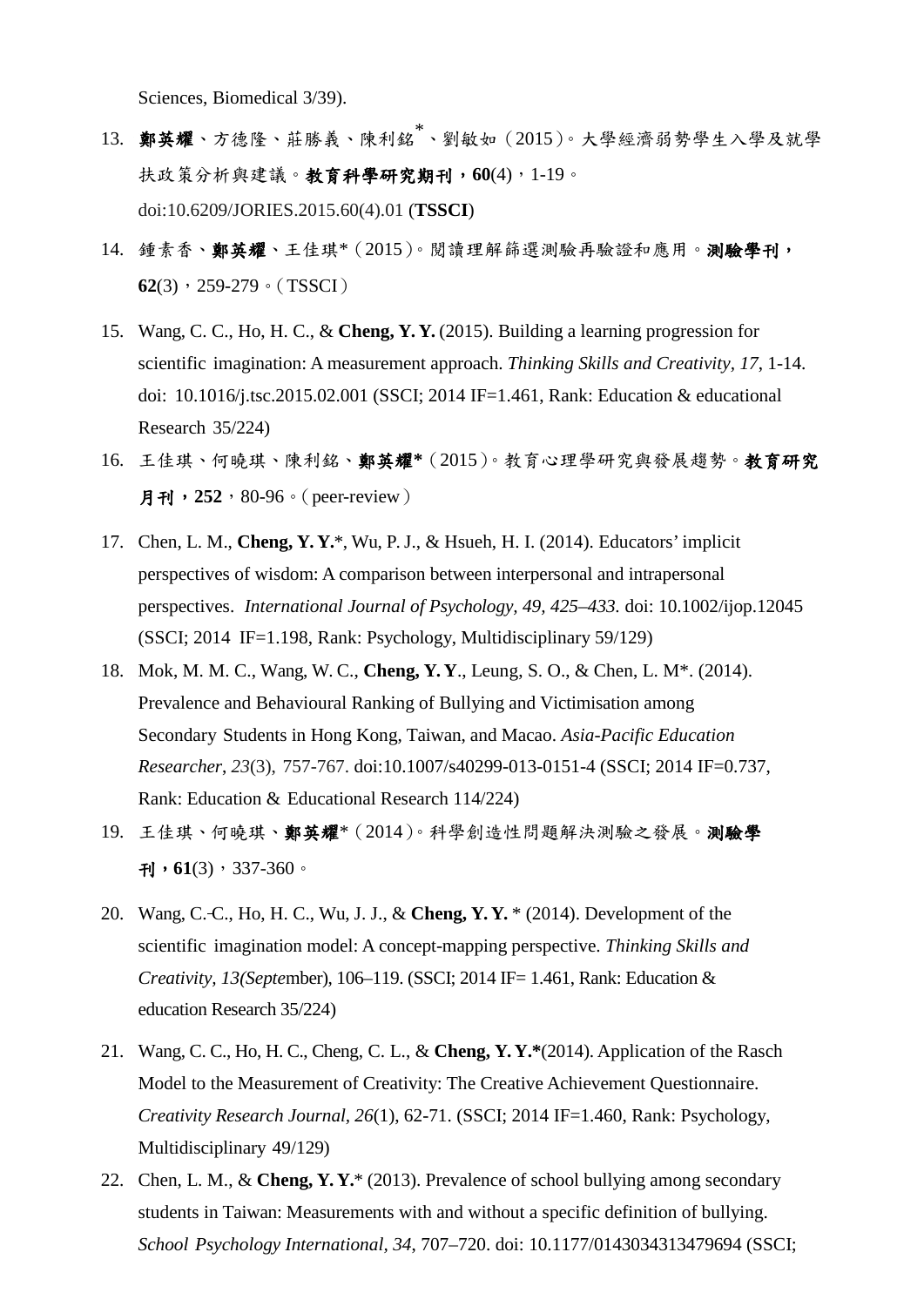Sciences, Biomedical 3/39).

13. **鄭英耀**、方德隆、莊勝義、陳利銘*、劉敏如（2015）。大學經濟弱勢學生入學及就學扶政策分析與建議。**教育科學研究期刊，60**(4)，1-19。doi:10.6209/JORIES.2015.60(4).01 (**TSSCI**)

14. 鍾素香、**鄭英耀**、王佳琪*（2015）。閱讀理解篩選測驗再驗證和應用。**測驗學刊，62**(3)，259-279。（TSSCI）

15. Wang, C. C., Ho, H. C., & **Cheng, Y. Y.** (2015). Building a learning progression for scientific imagination: A measurement approach. *Thinking Skills and Creativity, 17*, 1-14. doi: 10.1016/j.tsc.2015.02.001 (SSCI; 2014 IF=1.461, Rank: Education & educational Research 35/224)

16. 王佳琪、何曉琪、陳利銘、**鄭英耀***（2015）。教育心理學研究與發展趨勢。**教育研究月刊，252**，80-96。（peer-review）

17. Chen, L. M., **Cheng, Y. Y.***, Wu, P. J., & Hsueh, H. I. (2014). Educators' implicit perspectives of wisdom: A comparison between interpersonal and intrapersonal perspectives. *International Journal of Psychology, 49, 425–433.* doi: 10.1002/ijop.12045 (SSCI; 2014 IF=1.198, Rank: Psychology, Multidisciplinary 59/129)

18. Mok, M. M. C., Wang, W. C., **Cheng, Y. Y**., Leung, S. O., & Chen, L. M*. (2014). Prevalence and Behavioural Ranking of Bullying and Victimisation among Secondary Students in Hong Kong, Taiwan, and Macao. *Asia-Pacific Education Researcher*, *23*(3), 757-767. doi:10.1007/s40299-013-0151-4 (SSCI; 2014 IF=0.737, Rank: Education & Educational Research 114/224)

19. 王佳琪、何曉琪、**鄭英耀***（2014）。科學創造性問題解決測驗之發展。**測驗學刊，61**(3)，337-360。

20. Wang, C.-C., Ho, H. C., Wu, J. J., & **Cheng, Y. Y.** * (2014). Development of the scientific imagination model: A concept-mapping perspective. *Thinking Skills and Creativity, 13(Septe*mber), 106–119. (SSCI; 2014 IF= 1.461, Rank: Education & education Research 35/224)

21. Wang, C. C., Ho, H. C., Cheng, C. L., & **Cheng, Y. Y.***(2014). Application of the Rasch Model to the Measurement of Creativity: The Creative Achievement Questionnaire. *Creativity Research Journal, 26*(1), 62-71. (SSCI; 2014 IF=1.460, Rank: Psychology, Multidisciplinary 49/129)

22. Chen, L. M., & **Cheng, Y. Y.*** (2013). Prevalence of school bullying among secondary students in Taiwan: Measurements with and without a specific definition of bullying. *School Psychology International, 34*, 707–720. doi: 10.1177/0143034313479694 (SSCI;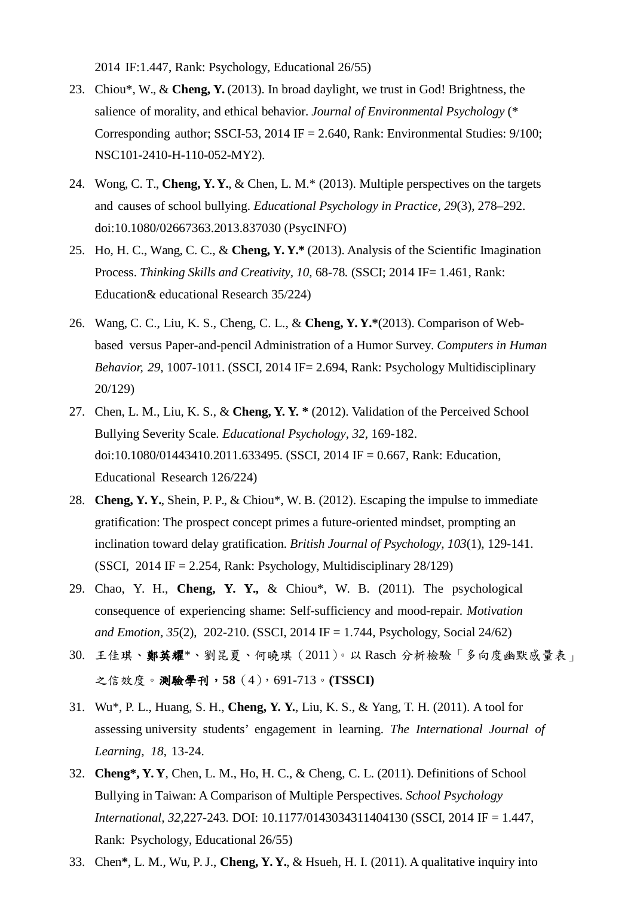2014 IF:1.447, Rank: Psychology, Educational 26/55)

23. Chiou*, W., & **Cheng, Y.** (2013). In broad daylight, we trust in God! Brightness, the salience of morality, and ethical behavior. *Journal of Environmental Psychology* (* Corresponding author; SSCI-53, 2014 IF = 2.640, Rank: Environmental Studies: 9/100; NSC101-2410-H-110-052-MY2).

24. Wong, C. T., **Cheng, Y. Y.**, & Chen, L. M.* (2013). Multiple perspectives on the targets and causes of school bullying. *Educational Psychology in Practice, 29*(3), 278–292. doi:10.1080/02667363.2013.837030 (PsycINFO)

25. Ho, H. C., Wang, C. C., & **Cheng, Y. Y.*** (2013). Analysis of the Scientific Imagination Process. *Thinking Skills and Creativity, 10,* 68-78. (SSCI; 2014 IF= 1.461, Rank: Education& educational Research 35/224)

26. Wang, C. C., Liu, K. S., Cheng, C. L., & **Cheng, Y. Y.***(2013). Comparison of Web-based versus Paper-and-pencil Administration of a Humor Survey. *Computers in Human Behavior, 29*, 1007-1011. (SSCI, 2014 IF= 2.694, Rank: Psychology Multidisciplinary 20/129)

27. Chen, L. M., Liu, K. S., & **Cheng, Y. Y. *** (2012). Validation of the Perceived School Bullying Severity Scale. *Educational Psychology, 32*, 169-182. doi:10.1080/01443410.2011.633495. (SSCI, 2014 IF = 0.667, Rank: Education, Educational Research 126/224)

28. **Cheng, Y. Y.**, Shein, P. P., & Chiou*, W. B. (2012). Escaping the impulse to immediate gratification: The prospect concept primes a future-oriented mindset, prompting an inclination toward delay gratification. *British Journal of Psychology, 103*(1), 129-141. (SSCI, 2014 IF = 2.254, Rank: Psychology, Multidisciplinary 28/129)

29. Chao, Y. H., **Cheng, Y. Y.,** & Chiou*, W. B. (2011). The psychological consequence of experiencing shame: Self-sufficiency and mood-repair. *Motivation and Emotion, 35*(2), 202-210. (SSCI, 2014 IF = 1.744, Psychology, Social 24/62)

30. 王佳琪、**鄭英耀***、劉昆夏、何曉琪（2011）。以 Rasch 分析檢驗「多向度幽默感量表」之信效度。**測驗學刊，58**（4），691-713。**(TSSCI)**

31. Wu*, P. L., Huang, S. H., **Cheng, Y. Y.**, Liu, K. S., & Yang, T. H. (2011). A tool for assessing university students' engagement in learning. *The International Journal of Learning, 18*, 13-24.

32. **Cheng*, Y. Y**, Chen, L. M., Ho, H. C., & Cheng, C. L. (2011). Definitions of School Bullying in Taiwan: A Comparison of Multiple Perspectives. *School Psychology International, 32*,227-243. DOI: 10.1177/0143034311404130 (SSCI, 2014 IF = 1.447, Rank: Psychology, Educational 26/55)

33. Chen*, L. M., Wu, P. J., **Cheng, Y. Y.**, & Hsueh, H. I. (2011). A qualitative inquiry into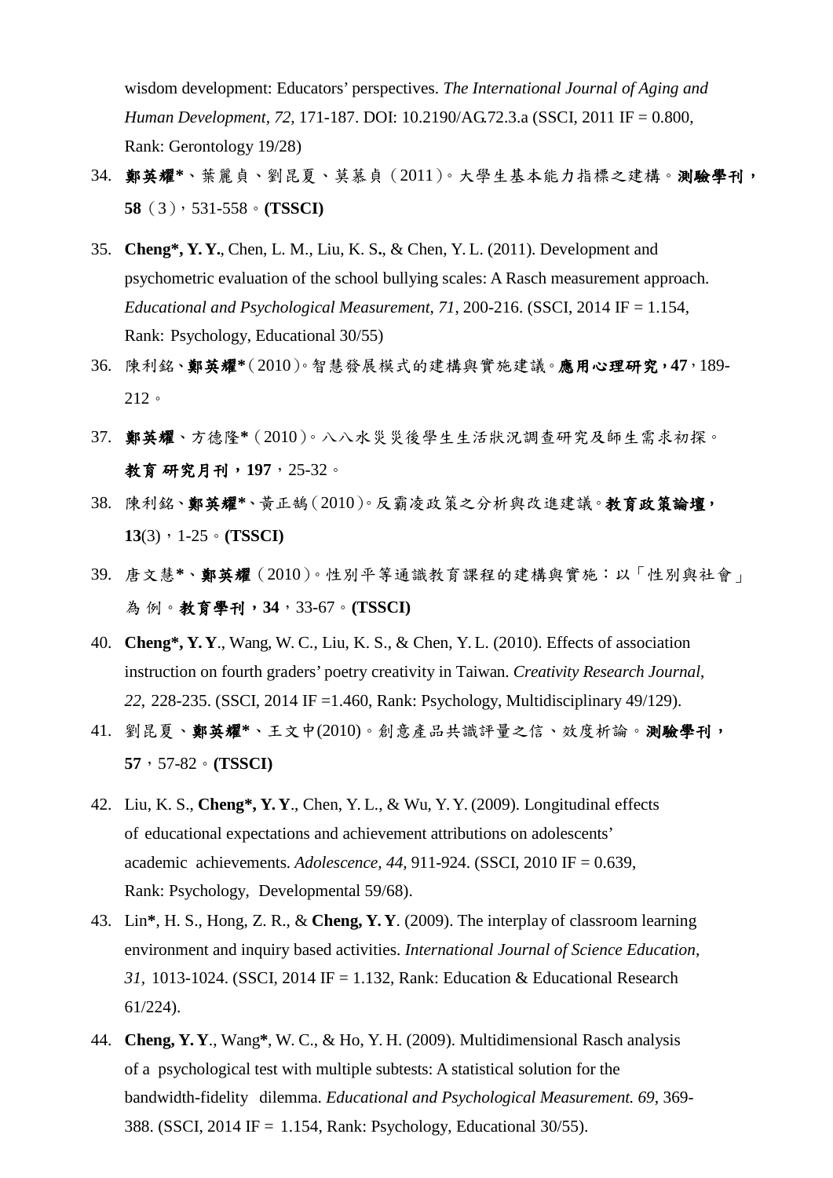wisdom development: Educators' perspectives. *The International Journal of Aging and Human Development, 72,* 171-187. DOI: 10.2190/AG.72.3.a (SSCI, 2011 IF = 0.800, Rank: Gerontology 19/28)

34. **鄭英耀***、葉麗貞、劉昆夏、莫慕貞（2011）。大學生基本能力指標之建構。**測驗學刊，58**（3），531-558。**(TSSCI)**

35. **Cheng*, Y. Y.**, Chen, L. M., Liu, K. S., & Chen, Y. L. (2011). Development and psychometric evaluation of the school bullying scales: A Rasch measurement approach. *Educational and Psychological Measurement, 71*, 200-216. (SSCI, 2014 IF = 1.154, Rank: Psychology, Educational 30/55)

36. 陳利銘、**鄭英耀***（2010）。智慧發展模式的建構與實施建議。**應用心理研究，47**，189-212。

37. **鄭英耀**、方德隆*（2010）。八八水災災後學生生活狀況調查研究及師生需求初探。**教育 研究月刊，197**，25-32。

38. 陳利銘、**鄭英耀***、黃正鵠（2010）。反霸凌政策之分析與改進建議。**教育政策論壇，13**(3)，1-25。**(TSSCI)**

39. 唐文慧*、**鄭英耀**（2010）。性別平等通識教育課程的建構與實施：以「性別與社會」為 例。**教育學刊，34**，33-67。**(TSSCI)**

40. **Cheng*, Y. Y**., Wang, W. C., Liu, K. S., & Chen, Y. L. (2010). Effects of association instruction on fourth graders' poetry creativity in Taiwan. *Creativity Research Journal, 22,* 228-235. (SSCI, 2014 IF =1.460, Rank: Psychology, Multidisciplinary 49/129).

41. 劉昆夏、**鄭英耀***、王文中(2010)。創意產品共識評量之信、效度析論。**測驗學刊，57**，57-82。**(TSSCI)**

42. Liu, K. S., **Cheng*, Y. Y**., Chen, Y. L., & Wu, Y. Y. (2009). Longitudinal effects of educational expectations and achievement attributions on adolescents' academic achievements. *Adolescence, 44*, 911-924. (SSCI, 2010 IF = 0.639, Rank: Psychology, Developmental 59/68).

43. Lin*, H. S., Hong, Z. R., & **Cheng, Y. Y**. (2009). The interplay of classroom learning environment and inquiry based activities. *International Journal of Science Education, 31,* 1013-1024. (SSCI, 2014 IF = 1.132, Rank: Education & Educational Research 61/224).

44. **Cheng, Y. Y**., Wang*, W. C., & Ho, Y. H. (2009). Multidimensional Rasch analysis of a psychological test with multiple subtests: A statistical solution for the bandwidth-fidelity dilemma. *Educational and Psychological Measurement. 69*, 369-388. (SSCI, 2014 IF = 1.154, Rank: Psychology, Educational 30/55).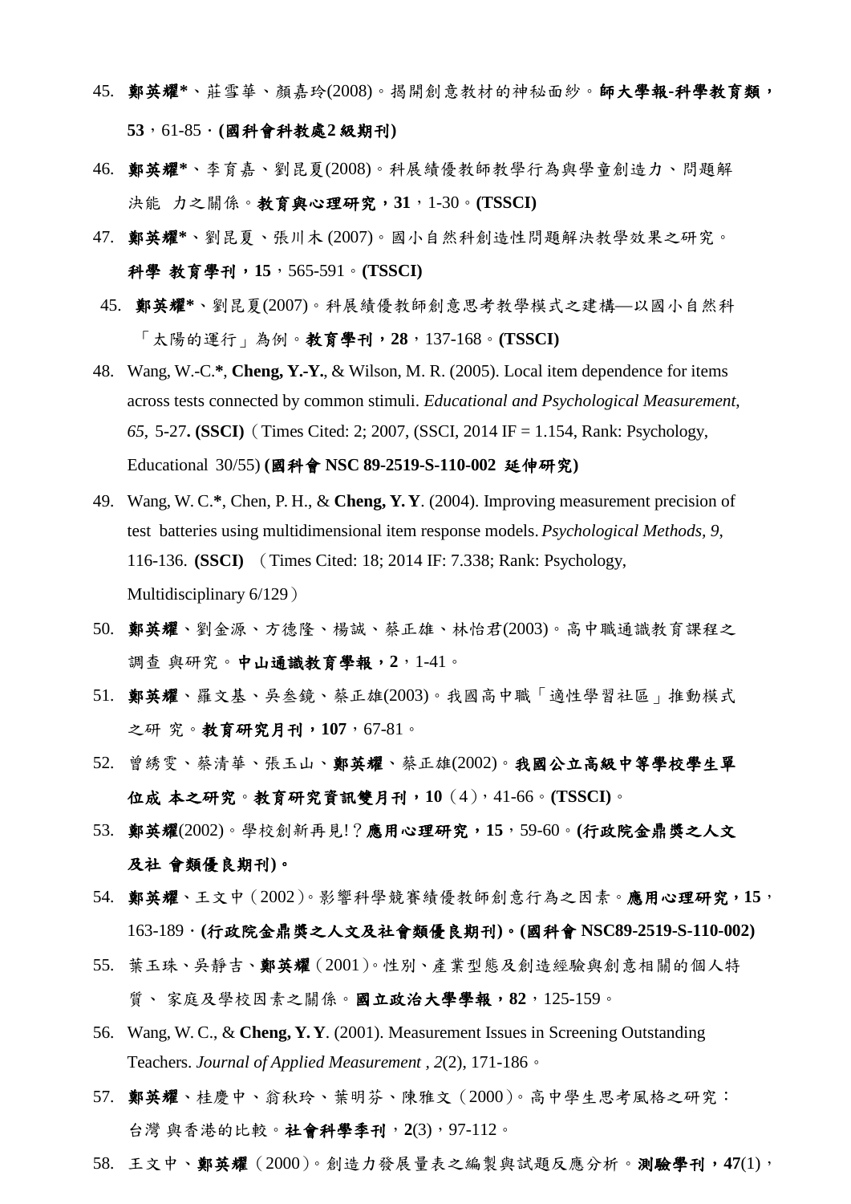45. **鄭英耀***、莊雪華、顏嘉玲(2008)。揭開創意教材的神秘面紗。**師大學報-科學教育類，53**，61-85．**(國科會科教處2級期刊)**

46. **鄭英耀***、李育嘉、劉昆夏(2008)。科展績優教師教學行為與學童創造力、問題解決能 力之關係。**教育與心理研究，31**，1-30。**(TSSCI)**

47. **鄭英耀***、劉昆夏、張川木 (2007)。國小自然科創造性問題解決教學效果之研究。**科學 教育學刊，15**，565-591。**(TSSCI)**

45. **鄭英耀***、劉昆夏(2007)。科展績優教師創意思考教學模式之建構—以國小自然科「太陽的運行」為例。**教育學刊，28**，137-168。**(TSSCI)**

48. Wang, W.-C.*, **Cheng, Y.-Y.**, & Wilson, M. R. (2005). Local item dependence for items across tests connected by common stimuli. *Educational and Psychological Measurement*, *65*, 5-27**. (SSCI)**（Times Cited: 2; 2007, (SSCI, 2014 IF = 1.154, Rank: Psychology, Educational 30/55) **(國科會 NSC 89-2519-S-110-002 延伸研究)**

49. Wang, W. C.*, Chen, P. H., & **Cheng, Y. Y**. (2004). Improving measurement precision of test batteries using multidimensional item response models. *Psychological Methods, 9*, 116-136. **(SSCI)** （Times Cited: 18; 2014 IF: 7.338; Rank: Psychology, Multidisciplinary 6/129）

50. **鄭英耀**、劉金源、方德隆、楊誠、蔡正雄、林怡君(2003)。高中職通識教育課程之調查 與研究。**中山通識教育學報，2**，1-41。

51. **鄭英耀**、羅文基、吳叁鏡、蔡正雄(2003)。我國高中職「適性學習社區」推動模式之研 究。**教育研究月刊，107**，67-81。

52. 曾綉雯、蔡清華、張玉山、**鄭英耀**、蔡正雄(2002)。**我國公立高級中等學校學生單位成 本之研究**。**教育研究資訊雙月刊，10**（4），41-66。**(TSSCI)**。

53. **鄭英耀**(2002)。學校創新再見!？**應用心理研究，15**，59-60。**(行政院金鼎獎之人文及社 會類優良期刊)。**

54. **鄭英耀**、王文中（2002）。影響科學競賽績優教師創意行為之因素。**應用心理研究，15**，163-189．**(行政院金鼎獎之人文及社會類優良期刊)。(國科會 NSC89-2519-S-110-002)**

55. 葉玉珠、吳靜吉、**鄭英耀**（2001）。性別、產業型態及創造經驗與創意相關的個人特質、 家庭及學校因素之關係。**國立政治大學學報，82**，125-159。

56. Wang, W. C., & **Cheng, Y. Y**. (2001). Measurement Issues in Screening Outstanding Teachers. *Journal of Applied Measurement , 2*(2), 171-186。

57. **鄭英耀**、桂慶中、翁秋玲、葉明芬、陳雅文（2000）。高中學生思考風格之研究：台灣 與香港的比較。**社會科學季刊**，**2**(3)，97-112。

58. 王文中、**鄭英耀**（2000）。創造力發展量表之編製與試題反應分析。**測驗學刊，47**(1)，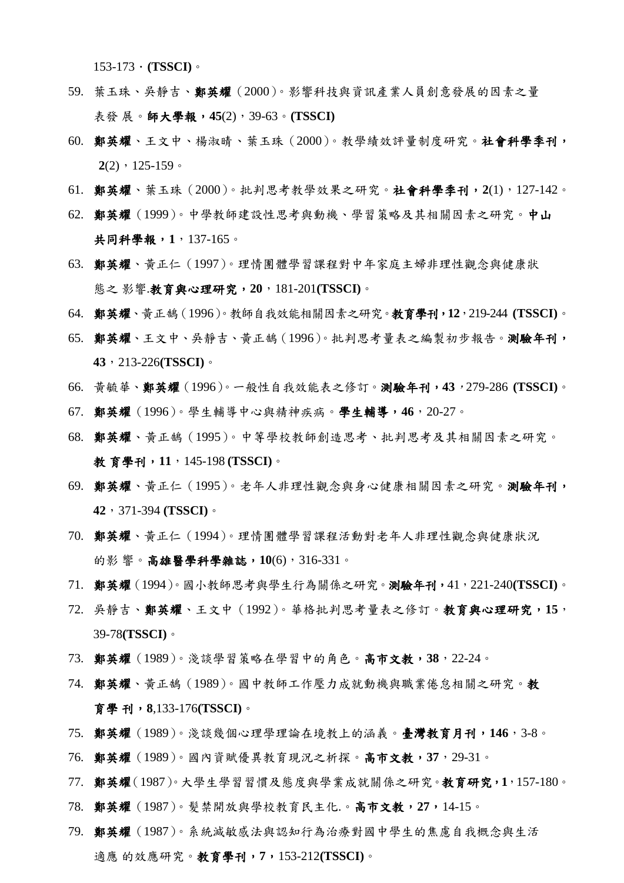153-173，**(TSSCI)**。

59. 葉玉珠、吳靜吉、**鄭英耀**（2000）。影響科技與資訊產業人員創意發展的因素之量表發展。**師大學報，45**(2)，39-63。**(TSSCI)**
60. **鄭英耀**、王文中、楊淑晴、葉玉珠（2000）。教學績效評量制度研究。**社會科學季刊，2**(2)，125-159。
61. **鄭英耀**、葉玉珠（2000）。批判思考教學效果之研究。**社會科學季刊，2**(1)，127-142。
62. **鄭英耀**（1999）。中學教師建設性思考與動機、學習策略及其相關因素之研究。**中山共同科學報，1**，137-165。
63. **鄭英耀**、黃正仁（1997）。理情團體學習課程對中年家庭主婦非理性觀念與健康狀態之影響.**教育與心理研究，20**，181-201**(TSSCI)**。
64. **鄭英耀**、黃正鵠（1996）。教師自我效能相關因素之研究。**教育學刊，12**，219-244 **(TSSCI)**。
65. **鄭英耀**、王文中、吳靜吉、黃正鵠（1996）。批判思考量表之編製初步報告。**測驗年刊，43**，213-226**(TSSCI)**。
66. 黃毓華、**鄭英耀**（1996）。一般性自我效能表之修訂。**測驗年刊，43**，279-286 **(TSSCI)**。
67. **鄭英耀**（1996）。學生輔導中心與精神疾病。**學生輔導，46**，20-27。
68. **鄭英耀**、黃正鵠（1995）。中等學校教師創造思考、批判思考及其相關因素之研究。**教育學刊，11**，145-198 **(TSSCI)**。
69. **鄭英耀**、黃正仁（1995）。老年人非理性觀念與身心健康相關因素之研究。**測驗年刊，42**，371-394 **(TSSCI)**。
70. **鄭英耀**、黃正仁（1994）。理情團體學習課程活動對老年人非理性觀念與健康狀況的影響。**高雄醫學科學雜誌，10**(6)，316-331。
71. **鄭英耀**（1994）。國小教師思考與學生行為關係之研究。**測驗年刊，**41，221-240**(TSSCI)**。
72. 吳靜吉、**鄭英耀**、王文中（1992）。華格批判思考量表之修訂。**教育與心理研究，15**，39-78**(TSSCI)**。
73. **鄭英耀**（1989）。淺談學習策略在學習中的角色。**高市文教，38**，22-24。
74. **鄭英耀**、黃正鵠（1989）。國中教師工作壓力成就動機與職業倦怠相關之研究。**教育學刊，8**,133-176**(TSSCI)**。
75. **鄭英耀**（1989）。淺談幾個心理學理論在境教上的涵義。**臺灣教育月刊，146**，3-8。
76. **鄭英耀**（1989）。國內資賦優異教育現況之析探。**高市文教，37**，29-31。
77. **鄭英耀**（1987）。大學生學習習慣及態度與學業成就關係之研究。**教育研究，1**，157-180。
78. **鄭英耀**（1987）。髮禁開放與學校教育民主化.。**高市文教，27，**14-15。
79. **鄭英耀**（1987）。系統減敏感法與認知行為治療對國中學生的焦慮自我概念與生活適應的效應研究。**教育學刊，7，**153-212**(TSSCI)**。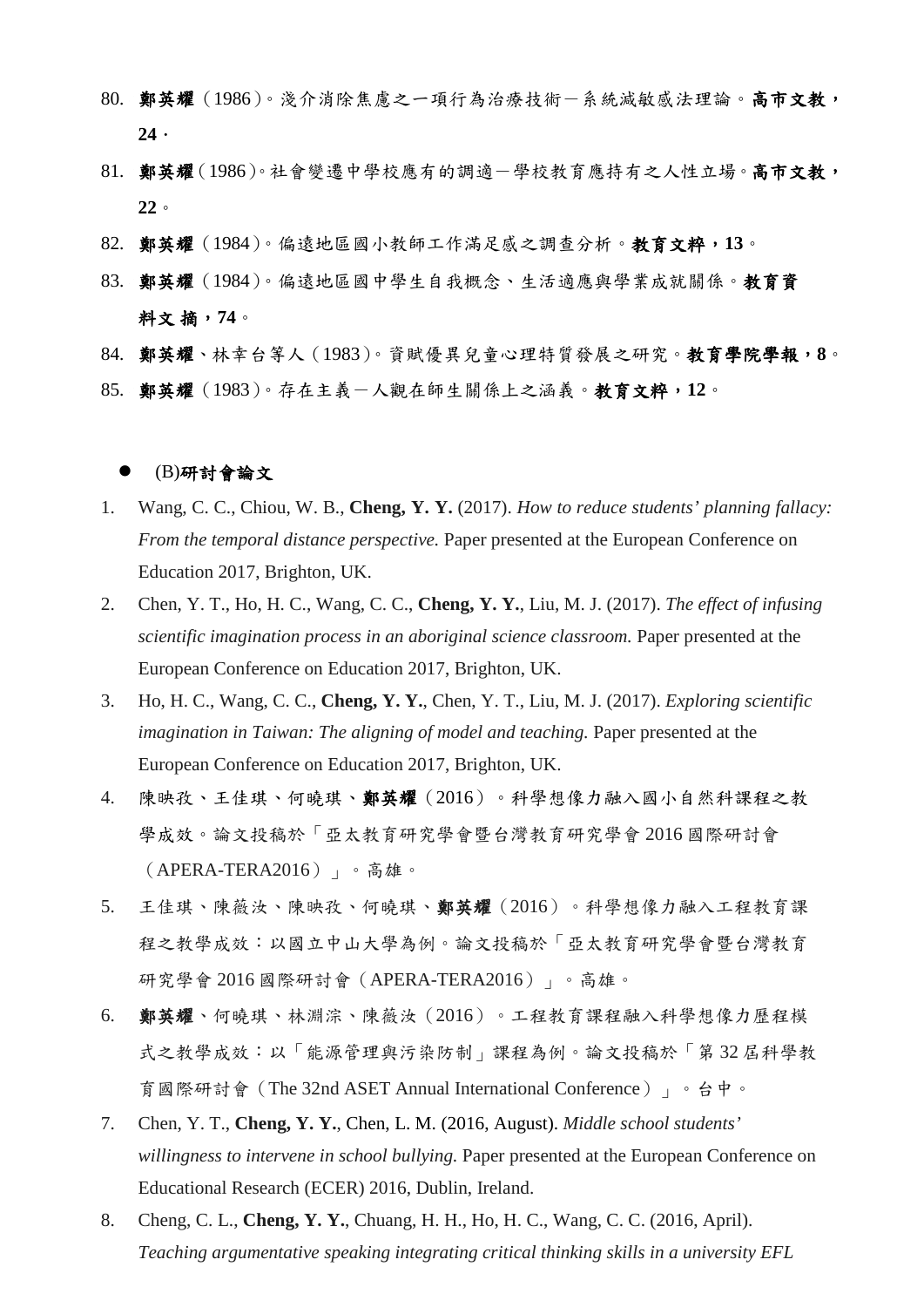80. **鄭英耀**（1986）。淺介消除焦慮之一項行為治療技術－系統減敏感法理論。**高市文教，24**．
81. **鄭英耀**（1986）。社會變遷中學校應有的調適－學校教育應持有之人性立場。**高市文教，22**。
82. **鄭英耀**（1984）。偏遠地區國小教師工作滿足感之調查分析。**教育文粹，13**。
83. **鄭英耀**（1984）。偏遠地區國中學生自我概念、生活適應與學業成就關係。**教育資料文 摘，74**。
84. **鄭英耀**、林幸台等人（1983）。資賦優異兒童心理特質發展之研究。**教育學院學報，8**。
85. **鄭英耀**（1983）。存在主義－人觀在師生關係上之涵義。**教育文粹，12**。

- (B)**研討會論文**

1. Wang, C. C., Chiou, W. B., **Cheng, Y. Y.** (2017). *How to reduce students' planning fallacy: From the temporal distance perspective.* Paper presented at the European Conference on Education 2017, Brighton, UK.
2. Chen, Y. T., Ho, H. C., Wang, C. C., **Cheng, Y. Y.**, Liu, M. J. (2017). *The effect of infusing scientific imagination process in an aboriginal science classroom.* Paper presented at the European Conference on Education 2017, Brighton, UK.
3. Ho, H. C., Wang, C. C., **Cheng, Y. Y.**, Chen, Y. T., Liu, M. J. (2017). *Exploring scientific imagination in Taiwan: The aligning of model and teaching.* Paper presented at the European Conference on Education 2017, Brighton, UK.
4. 陳映孜、王佳琪、何曉琪、**鄭英耀**（2016）。科學想像力融入國小自然科課程之教學成效。論文投稿於「亞太教育研究學會暨台灣教育研究學會 2016 國際研討會（APERA-TERA2016）」。高雄。
5. 王佳琪、陳薇汝、陳映孜、何曉琪、**鄭英耀**（2016）。科學想像力融入工程教育課程之教學成效：以國立中山大學為例。論文投稿於「亞太教育研究學會暨台灣教育研究學會 2016 國際研討會（APERA-TERA2016）」。高雄。
6. **鄭英耀**、何曉琪、林淵淙、陳薇汝（2016）。工程教育課程融入科學想像力歷程模式之教學成效：以「能源管理與污染防制」課程為例。論文投稿於「第 32 屆科學教育國際研討會（The 32nd ASET Annual International Conference）」。台中。
7. Chen, Y. T., **Cheng, Y. Y.**, Chen, L. M. (2016, August). *Middle school students' willingness to intervene in school bullying.* Paper presented at the European Conference on Educational Research (ECER) 2016, Dublin, Ireland.
8. Cheng, C. L., **Cheng, Y. Y.**, Chuang, H. H., Ho, H. C., Wang, C. C. (2016, April). *Teaching argumentative speaking integrating critical thinking skills in a university EFL*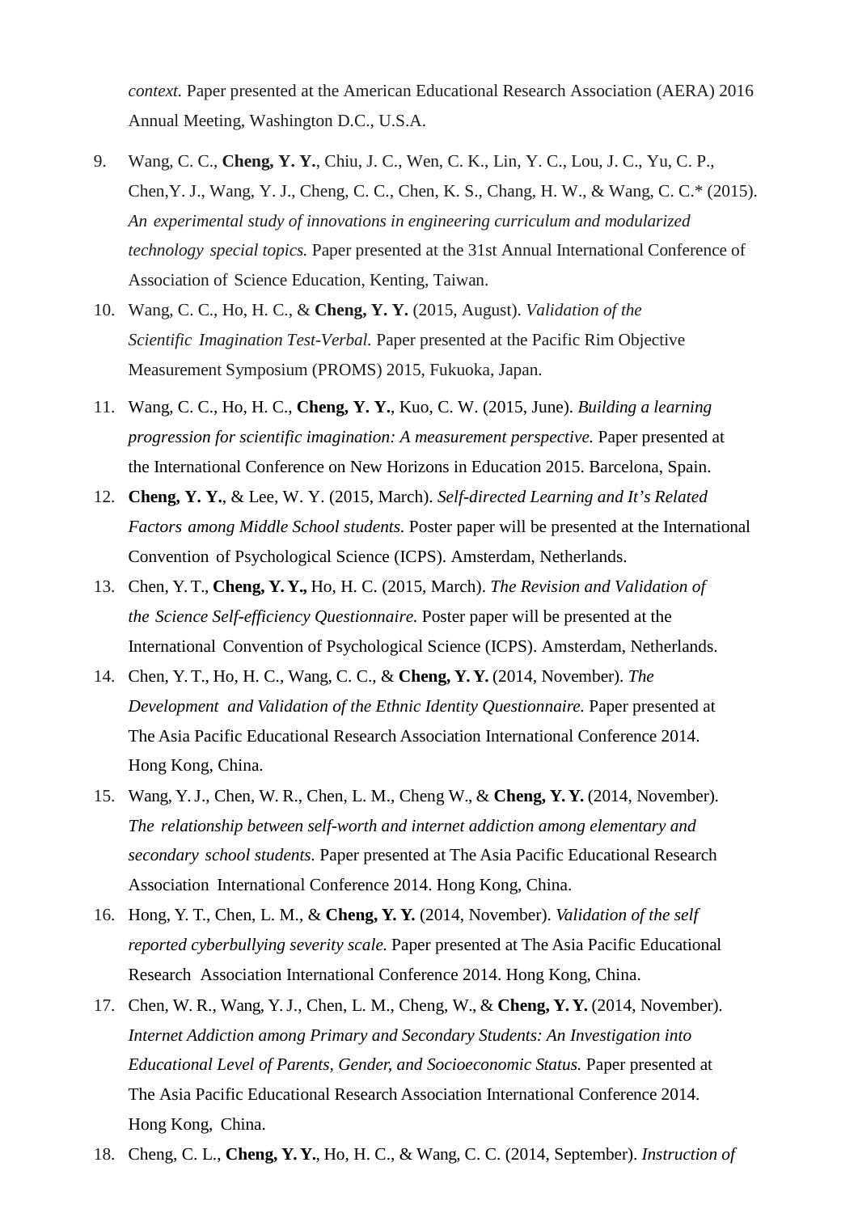*context.* Paper presented at the American Educational Research Association (AERA) 2016 Annual Meeting, Washington D.C., U.S.A.

9. Wang, C. C., **Cheng, Y. Y.**, Chiu, J. C., Wen, C. K., Lin, Y. C., Lou, J. C., Yu, C. P., Chen,Y. J., Wang, Y. J., Cheng, C. C., Chen, K. S., Chang, H. W., & Wang, C. C.* (2015). *An experimental study of innovations in engineering curriculum and modularized technology special topics.* Paper presented at the 31st Annual International Conference of Association of Science Education, Kenting, Taiwan.
10. Wang, C. C., Ho, H. C., & **Cheng, Y. Y.** (2015, August). *Validation of the Scientific Imagination Test-Verbal.* Paper presented at the Pacific Rim Objective Measurement Symposium (PROMS) 2015, Fukuoka, Japan.
11. Wang, C. C., Ho, H. C., **Cheng, Y. Y.**, Kuo, C. W. (2015, June). *Building a learning progression for scientific imagination: A measurement perspective.* Paper presented at the International Conference on New Horizons in Education 2015. Barcelona, Spain.
12. **Cheng, Y. Y.**, & Lee, W. Y. (2015, March). *Self-directed Learning and It's Related Factors among Middle School students.* Poster paper will be presented at the International Convention of Psychological Science (ICPS). Amsterdam, Netherlands.
13. Chen, Y. T., **Cheng, Y. Y.,** Ho, H. C. (2015, March). *The Revision and Validation of the Science Self-efficiency Questionnaire.* Poster paper will be presented at the International Convention of Psychological Science (ICPS). Amsterdam, Netherlands.
14. Chen, Y. T., Ho, H. C., Wang, C. C., & **Cheng, Y. Y.** (2014, November). *The Development and Validation of the Ethnic Identity Questionnaire.* Paper presented at The Asia Pacific Educational Research Association International Conference 2014. Hong Kong, China.
15. Wang, Y. J., Chen, W. R., Chen, L. M., Cheng W., & **Cheng, Y. Y.** (2014, November). *The relationship between self-worth and internet addiction among elementary and secondary school students.* Paper presented at The Asia Pacific Educational Research Association International Conference 2014. Hong Kong, China.
16. Hong, Y. T., Chen, L. M., & **Cheng, Y. Y.** (2014, November). *Validation of the self reported cyberbullying severity scale.* Paper presented at The Asia Pacific Educational Research Association International Conference 2014. Hong Kong, China.
17. Chen, W. R., Wang, Y. J., Chen, L. M., Cheng, W., & **Cheng, Y. Y.** (2014, November). *Internet Addiction among Primary and Secondary Students: An Investigation into Educational Level of Parents, Gender, and Socioeconomic Status.* Paper presented at The Asia Pacific Educational Research Association International Conference 2014. Hong Kong, China.
18. Cheng, C. L., **Cheng, Y. Y.**, Ho, H. C., & Wang, C. C. (2014, September). *Instruction of*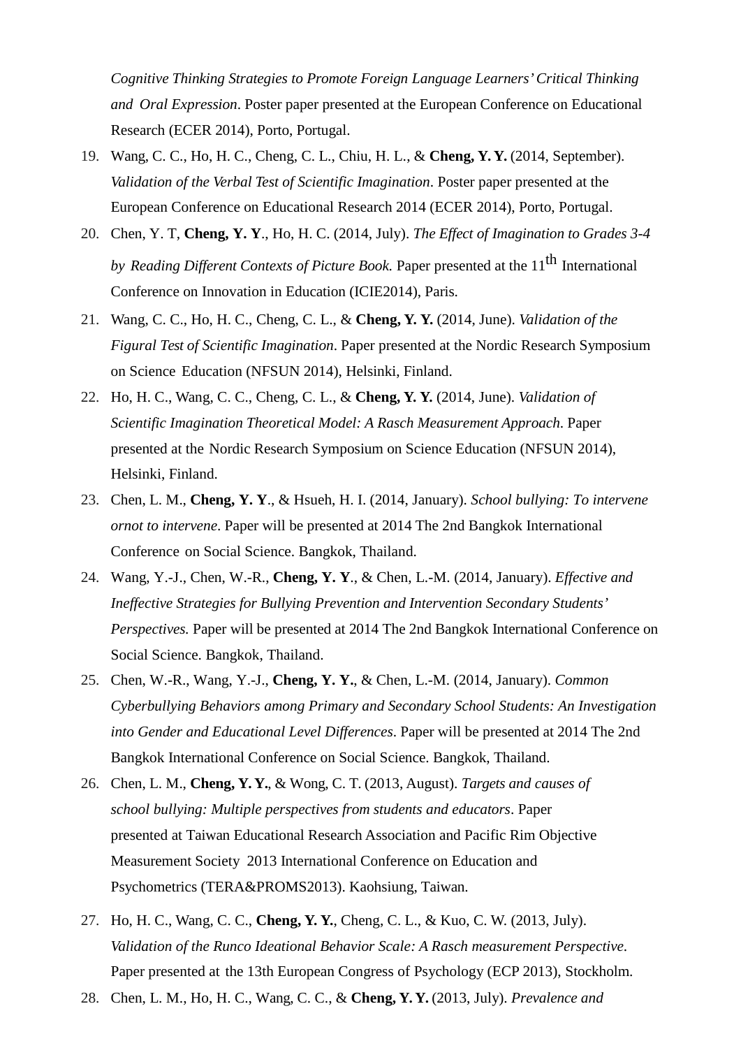*Cognitive Thinking Strategies to Promote Foreign Language Learners' Critical Thinking and Oral Expression*. Poster paper presented at the European Conference on Educational Research (ECER 2014), Porto, Portugal.

19. Wang, C. C., Ho, H. C., Cheng, C. L., Chiu, H. L., & **Cheng, Y. Y.** (2014, September). *Validation of the Verbal Test of Scientific Imagination*. Poster paper presented at the European Conference on Educational Research 2014 (ECER 2014), Porto, Portugal.
20. Chen, Y. T, **Cheng, Y. Y**., Ho, H. C. (2014, July). *The Effect of Imagination to Grades 3-4 by Reading Different Contexts of Picture Book.* Paper presented at the 11th International Conference on Innovation in Education (ICIE2014), Paris.
21. Wang, C. C., Ho, H. C., Cheng, C. L., & **Cheng, Y. Y.** (2014, June). *Validation of the Figural Test of Scientific Imagination*. Paper presented at the Nordic Research Symposium on Science Education (NFSUN 2014), Helsinki, Finland.
22. Ho, H. C., Wang, C. C., Cheng, C. L., & **Cheng, Y. Y.** (2014, June). *Validation of Scientific Imagination Theoretical Model: A Rasch Measurement Approach*. Paper presented at the Nordic Research Symposium on Science Education (NFSUN 2014), Helsinki, Finland.
23. Chen, L. M., **Cheng, Y. Y**., & Hsueh, H. I. (2014, January). *School bullying: To intervene ornot to intervene*. Paper will be presented at 2014 The 2nd Bangkok International Conference on Social Science. Bangkok, Thailand.
24. Wang, Y.-J., Chen, W.-R., **Cheng, Y. Y**., & Chen, L.-M. (2014, January). *Effective and Ineffective Strategies for Bullying Prevention and Intervention Secondary Students' Perspectives.* Paper will be presented at 2014 The 2nd Bangkok International Conference on Social Science. Bangkok, Thailand.
25. Chen, W.-R., Wang, Y.-J., **Cheng, Y. Y**., & Chen, L.-M. (2014, January). *Common Cyberbullying Behaviors among Primary and Secondary School Students: An Investigation into Gender and Educational Level Differences*. Paper will be presented at 2014 The 2nd Bangkok International Conference on Social Science. Bangkok, Thailand.
26. Chen, L. M., **Cheng, Y. Y.**, & Wong, C. T. (2013, August). *Targets and causes of school bullying: Multiple perspectives from students and educators*. Paper presented at Taiwan Educational Research Association and Pacific Rim Objective Measurement Society 2013 International Conference on Education and Psychometrics (TERA&PROMS2013). Kaohsiung, Taiwan.
27. Ho, H. C., Wang, C. C., **Cheng, Y. Y.**, Cheng, C. L., & Kuo, C. W. (2013, July). *Validation of the Runco Ideational Behavior Scale: A Rasch measurement Perspective*. Paper presented at the 13th European Congress of Psychology (ECP 2013), Stockholm.
28. Chen, L. M., Ho, H. C., Wang, C. C., & **Cheng, Y. Y.** (2013, July). *Prevalence and*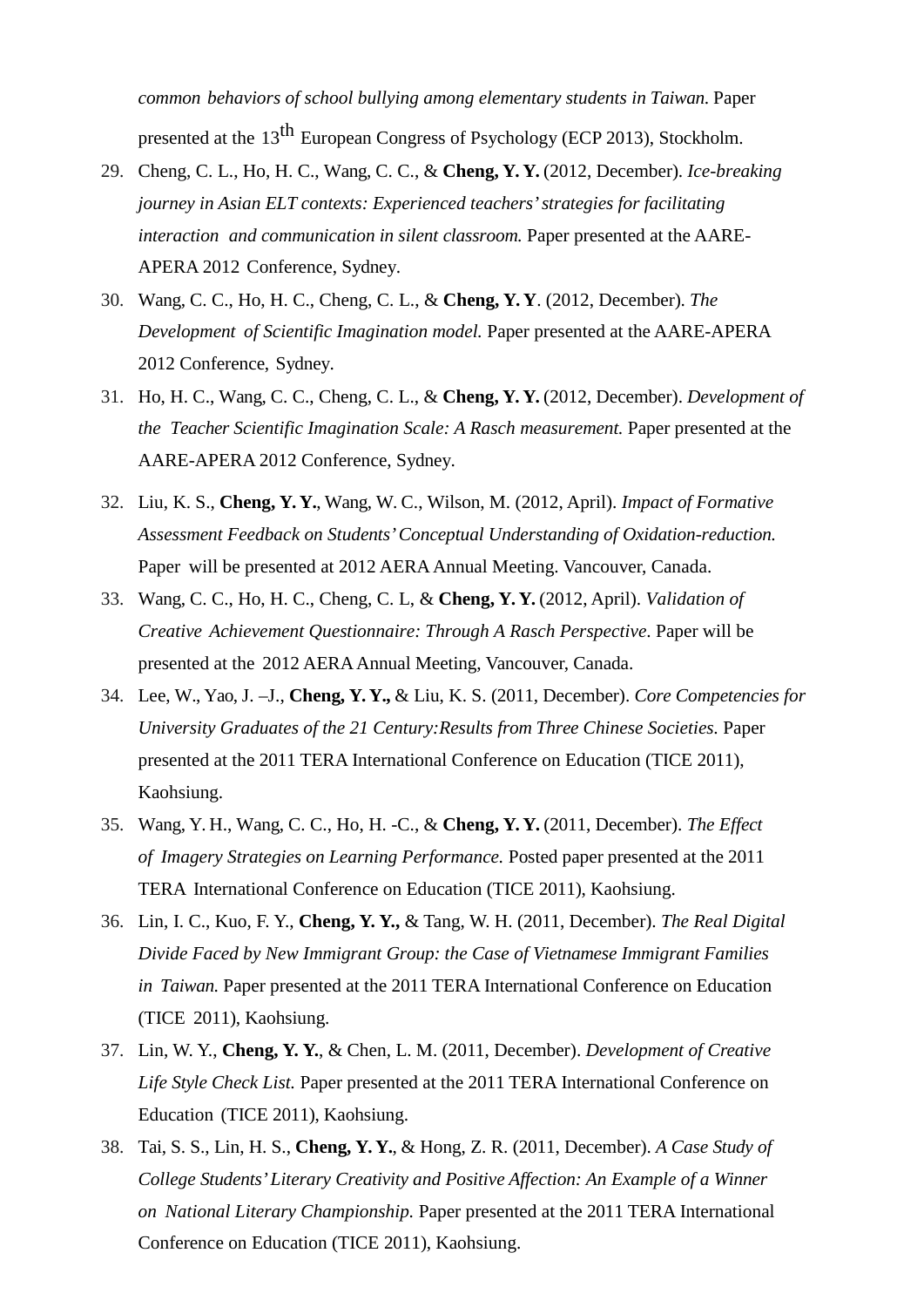*common behaviors of school bullying among elementary students in Taiwan.* Paper presented at the 13th European Congress of Psychology (ECP 2013), Stockholm.

29. Cheng, C. L., Ho, H. C., Wang, C. C., & **Cheng, Y. Y.** (2012, December). *Ice-breaking journey in Asian ELT contexts: Experienced teachers' strategies for facilitating interaction and communication in silent classroom.* Paper presented at the AARE-APERA 2012 Conference, Sydney.
30. Wang, C. C., Ho, H. C., Cheng, C. L., & **Cheng, Y. Y**. (2012, December). *The Development of Scientific Imagination model.* Paper presented at the AARE-APERA 2012 Conference, Sydney.
31. Ho, H. C., Wang, C. C., Cheng, C. L., & **Cheng, Y. Y.** (2012, December). *Development of the Teacher Scientific Imagination Scale: A Rasch measurement.* Paper presented at the AARE-APERA 2012 Conference, Sydney.
32. Liu, K. S., **Cheng, Y. Y.**, Wang, W. C., Wilson, M. (2012, April). *Impact of Formative Assessment Feedback on Students' Conceptual Understanding of Oxidation-reduction.* Paper will be presented at 2012 AERA Annual Meeting. Vancouver, Canada.
33. Wang, C. C., Ho, H. C., Cheng, C. L, & **Cheng, Y. Y.** (2012, April). *Validation of Creative Achievement Questionnaire: Through A Rasch Perspective*. Paper will be presented at the 2012 AERA Annual Meeting, Vancouver, Canada.
34. Lee, W., Yao, J. –J., **Cheng, Y. Y.,** & Liu, K. S. (2011, December). *Core Competencies for University Graduates of the 21 Century:Results from Three Chinese Societies.* Paper presented at the 2011 TERA International Conference on Education (TICE 2011), Kaohsiung.
35. Wang, Y. H., Wang, C. C., Ho, H. -C., & **Cheng, Y. Y.** (2011, December). *The Effect of Imagery Strategies on Learning Performance.* Posted paper presented at the 2011 TERA International Conference on Education (TICE 2011), Kaohsiung.
36. Lin, I. C., Kuo, F. Y., **Cheng, Y. Y.,** & Tang, W. H. (2011, December). *The Real Digital Divide Faced by New Immigrant Group: the Case of Vietnamese Immigrant Families in Taiwan.* Paper presented at the 2011 TERA International Conference on Education (TICE 2011), Kaohsiung.
37. Lin, W. Y., **Cheng, Y. Y.**, & Chen, L. M. (2011, December). *Development of Creative Life Style Check List.* Paper presented at the 2011 TERA International Conference on Education (TICE 2011), Kaohsiung.
38. Tai, S. S., Lin, H. S., **Cheng, Y. Y.**, & Hong, Z. R. (2011, December). *A Case Study of College Students' Literary Creativity and Positive Affection: An Example of a Winner on National Literary Championship.* Paper presented at the 2011 TERA International Conference on Education (TICE 2011), Kaohsiung.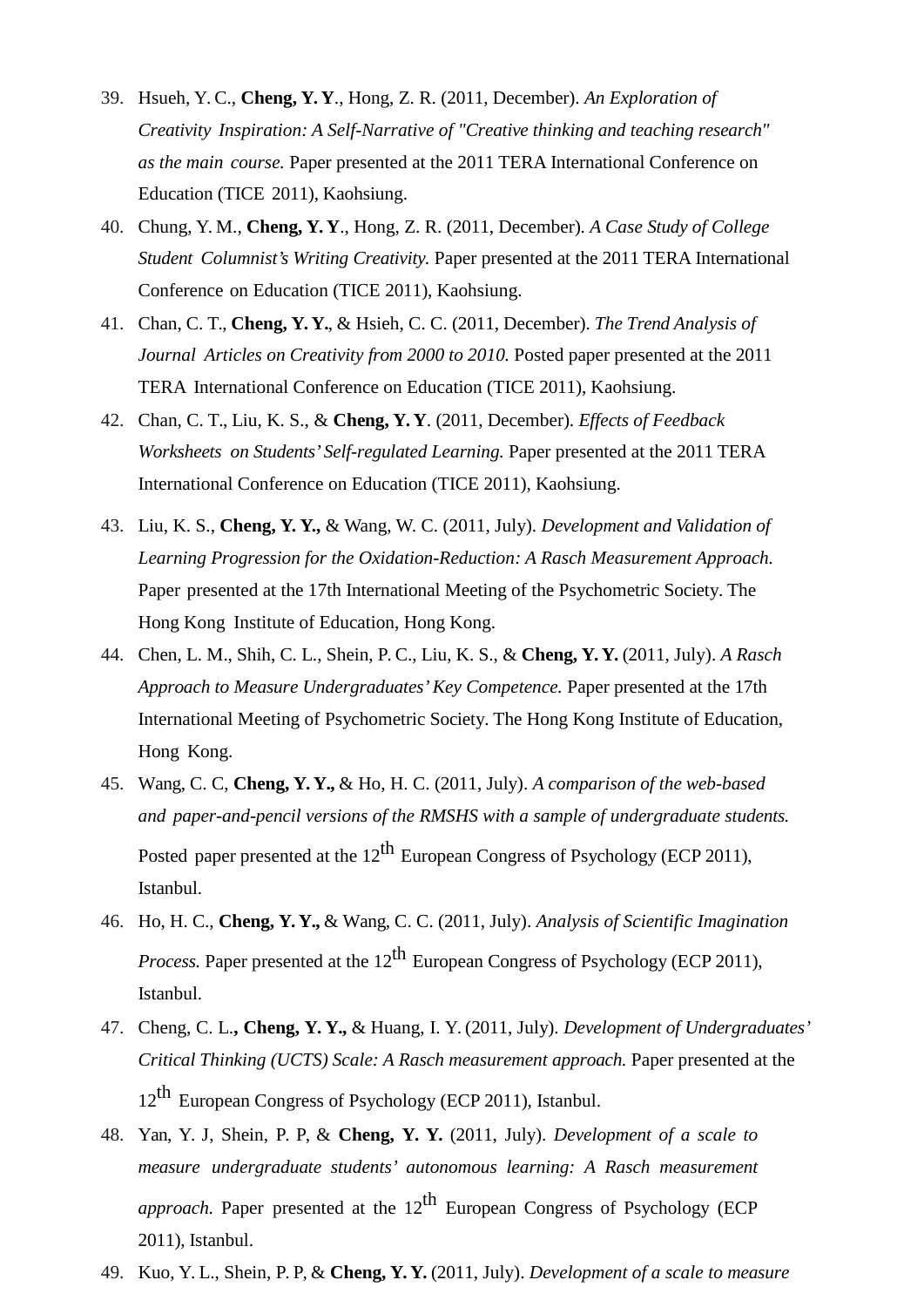39. Hsueh, Y. C., **Cheng, Y. Y**., Hong, Z. R. (2011, December). *An Exploration of Creativity Inspiration: A Self-Narrative of "Creative thinking and teaching research" as the main course.* Paper presented at the 2011 TERA International Conference on Education (TICE 2011), Kaohsiung.
40. Chung, Y. M., **Cheng, Y. Y**., Hong, Z. R. (2011, December). *A Case Study of College Student Columnist's Writing Creativity.* Paper presented at the 2011 TERA International Conference on Education (TICE 2011), Kaohsiung.
41. Chan, C. T., **Cheng, Y. Y.**, & Hsieh, C. C. (2011, December). *The Trend Analysis of Journal Articles on Creativity from 2000 to 2010.* Posted paper presented at the 2011 TERA International Conference on Education (TICE 2011), Kaohsiung.
42. Chan, C. T., Liu, K. S., & **Cheng, Y. Y**. (2011, December). *Effects of Feedback Worksheets on Students' Self-regulated Learning.* Paper presented at the 2011 TERA International Conference on Education (TICE 2011), Kaohsiung.
43. Liu, K. S., **Cheng, Y. Y.,** & Wang, W. C. (2011, July). *Development and Validation of Learning Progression for the Oxidation-Reduction: A Rasch Measurement Approach.* Paper presented at the 17th International Meeting of the Psychometric Society. The Hong Kong Institute of Education, Hong Kong.
44. Chen, L. M., Shih, C. L., Shein, P. C., Liu, K. S., & **Cheng, Y. Y.** (2011, July). *A Rasch Approach to Measure Undergraduates' Key Competence.* Paper presented at the 17th International Meeting of Psychometric Society. The Hong Kong Institute of Education, Hong Kong.
45. Wang, C. C, **Cheng, Y. Y.,** & Ho, H. C. (2011, July). *A comparison of the web-based and paper-and-pencil versions of the RMSHS with a sample of undergraduate students.* Posted paper presented at the 12th European Congress of Psychology (ECP 2011), Istanbul.
46. Ho, H. C., **Cheng, Y. Y.,** & Wang, C. C. (2011, July). *Analysis of Scientific Imagination Process.* Paper presented at the 12th European Congress of Psychology (ECP 2011), Istanbul.
47. Cheng, C. L.**, Cheng, Y. Y.,** & Huang, I. Y. (2011, July). *Development of Undergraduates' Critical Thinking (UCTS) Scale: A Rasch measurement approach.* Paper presented at the 12th European Congress of Psychology (ECP 2011), Istanbul.
48. Yan, Y. J, Shein, P. P, & **Cheng, Y. Y.** (2011, July). *Development of a scale to measure undergraduate students' autonomous learning: A Rasch measurement approach.* Paper presented at the 12th European Congress of Psychology (ECP 2011), Istanbul.
49. Kuo, Y. L., Shein, P. P, & **Cheng, Y. Y.** (2011, July). *Development of a scale to measure*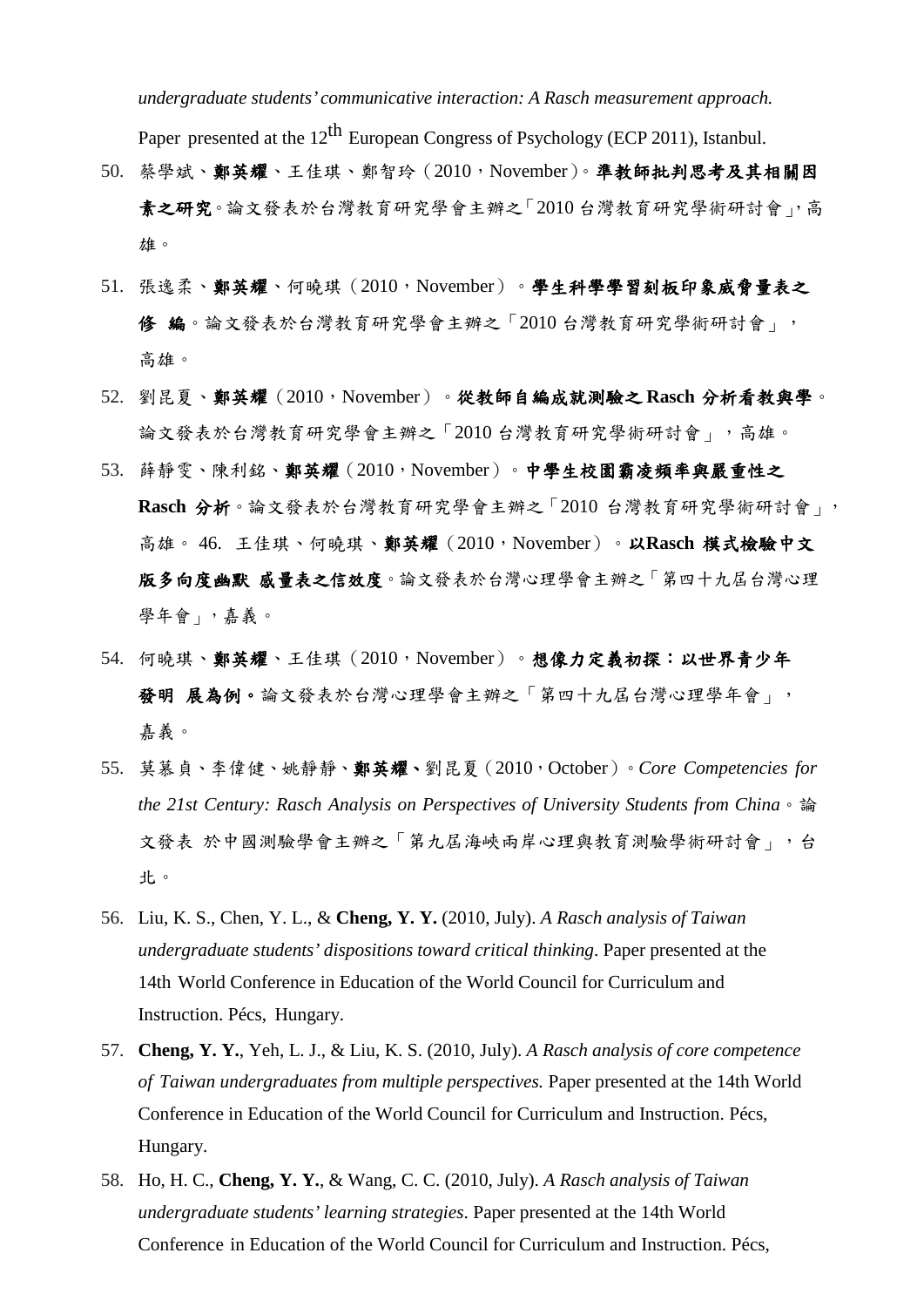*undergraduate students' communicative interaction: A Rasch measurement approach.* Paper presented at the 12th European Congress of Psychology (ECP 2011), Istanbul.

50. 蔡學斌、**鄭英耀**、王佳琪、鄭智玲（2010，November）。**準教師批判思考及其相關因素之研究**。論文發表於台灣教育研究學會主辦之「2010 台灣教育研究學術研討會」，高雄。

51. 張逸柔、**鄭英耀**、何曉琪（2010，November）。**學生科學學習刻板印象威脅量表之修 編**。論文發表於台灣教育研究學會主辦之「2010 台灣教育研究學術研討會」，高雄。

52. 劉昆夏、**鄭英耀**（2010，November）。**從教師自編成就測驗之 Rasch 分析看教與學**。論文發表於台灣教育研究學會主辦之「2010 台灣教育研究學術研討會」，高雄。

53. 薛靜雯、陳利銘、**鄭英耀**（2010，November）。**中學生校園霸凌頻率與嚴重性之 Rasch 分析**。論文發表於台灣教育研究學會主辦之「2010 台灣教育研究學術研討會」，高雄。 46. 王佳琪、何曉琪、**鄭英耀**（2010，November）。**以Rasch 模式檢驗中文版多向度幽默 感量表之信效度**。論文發表於台灣心理學會主辦之「第四十九屆台灣心理學年會」，嘉義。

54. 何曉琪、**鄭英耀**、王佳琪（2010，November）。**想像力定義初探：以世界青少年發明 展為例。**論文發表於台灣心理學會主辦之「第四十九屆台灣心理學年會」，嘉義。

55. 莫慕貞、李偉健、姚靜靜、**鄭英耀**、劉昆夏（2010，October）。*Core Competencies for the 21st Century: Rasch Analysis on Perspectives of University Students from China*。論文發表 於中國測驗學會主辦之「第九屆海峽兩岸心理與教育測驗學術研討會」，台北。

56. Liu, K. S., Chen, Y. L., & **Cheng, Y. Y.** (2010, July). *A Rasch analysis of Taiwan undergraduate students' dispositions toward critical thinking*. Paper presented at the 14th World Conference in Education of the World Council for Curriculum and Instruction. Pécs, Hungary.

57. **Cheng, Y. Y.**, Yeh, L. J., & Liu, K. S. (2010, July). *A Rasch analysis of core competence of Taiwan undergraduates from multiple perspectives.* Paper presented at the 14th World Conference in Education of the World Council for Curriculum and Instruction. Pécs, Hungary.

58. Ho, H. C., **Cheng, Y. Y.**, & Wang, C. C. (2010, July). *A Rasch analysis of Taiwan undergraduate students' learning strategies*. Paper presented at the 14th World Conference in Education of the World Council for Curriculum and Instruction. Pécs,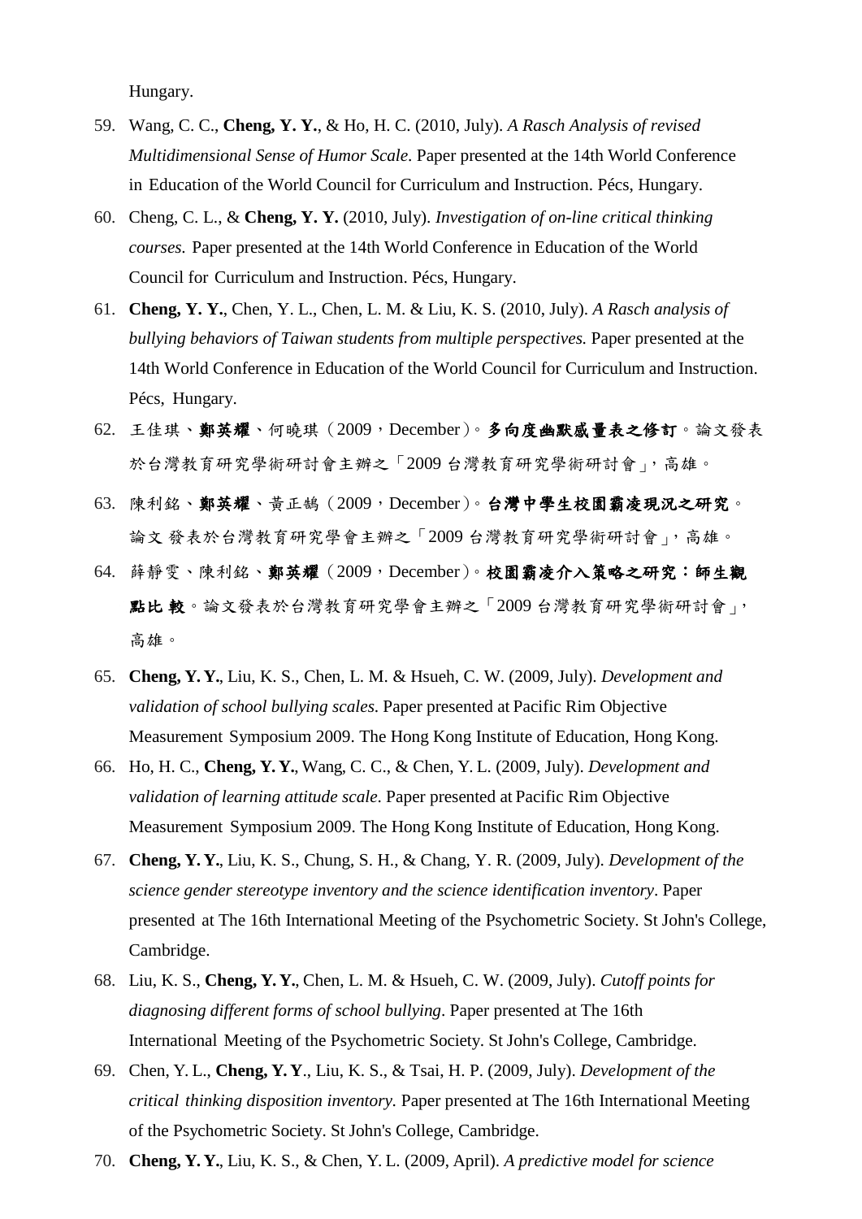Hungary.

59. Wang, C. C., **Cheng, Y. Y.**, & Ho, H. C. (2010, July). *A Rasch Analysis of revised Multidimensional Sense of Humor Scale*. Paper presented at the 14th World Conference in Education of the World Council for Curriculum and Instruction. Pécs, Hungary.
60. Cheng, C. L., & **Cheng, Y. Y.** (2010, July). *Investigation of on-line critical thinking courses.* Paper presented at the 14th World Conference in Education of the World Council for Curriculum and Instruction. Pécs, Hungary.
61. **Cheng, Y. Y.**, Chen, Y. L., Chen, L. M. & Liu, K. S. (2010, July). *A Rasch analysis of bullying behaviors of Taiwan students from multiple perspectives.* Paper presented at the 14th World Conference in Education of the World Council for Curriculum and Instruction. Pécs, Hungary.
62. 王佳琪、**鄭英耀**、何曉琪（2009，December）。**多向度幽默感量表之修訂**。論文發表於台灣教育研究學術研討會主辦之「2009 台灣教育研究學術研討會」，高雄。
63. 陳利銘、**鄭英耀**、黃正鵠（2009，December）。**台灣中學生校園霸凌現況之研究**。論文 發表於台灣教育研究學會主辦之「2009 台灣教育研究學術研討會」，高雄。
64. 薛靜雯、陳利銘、**鄭英耀**（2009，December）。**校園霸凌介入策略之研究：師生觀點比 較**。論文發表於台灣教育研究學會主辦之「2009 台灣教育研究學術研討會」，高雄。
65. **Cheng, Y. Y.**, Liu, K. S., Chen, L. M. & Hsueh, C. W. (2009, July). *Development and validation of school bullying scales*. Paper presented at Pacific Rim Objective Measurement Symposium 2009. The Hong Kong Institute of Education, Hong Kong.
66. Ho, H. C., **Cheng, Y. Y.**, Wang, C. C., & Chen, Y. L. (2009, July). *Development and validation of learning attitude scale.* Paper presented at Pacific Rim Objective Measurement Symposium 2009. The Hong Kong Institute of Education, Hong Kong.
67. **Cheng, Y. Y.**, Liu, K. S., Chung, S. H., & Chang, Y. R. (2009, July). *Development of the science gender stereotype inventory and the science identification inventory*. Paper presented at The 16th International Meeting of the Psychometric Society. St John's College, Cambridge.
68. Liu, K. S., **Cheng, Y. Y.**, Chen, L. M. & Hsueh, C. W. (2009, July). *Cutoff points for diagnosing different forms of school bullying*. Paper presented at The 16th International Meeting of the Psychometric Society. St John's College, Cambridge.
69. Chen, Y. L., **Cheng, Y. Y**., Liu, K. S., & Tsai, H. P. (2009, July). *Development of the critical thinking disposition inventory.* Paper presented at The 16th International Meeting of the Psychometric Society. St John's College, Cambridge.
70. **Cheng, Y. Y.**, Liu, K. S., & Chen, Y. L. (2009, April). *A predictive model for science*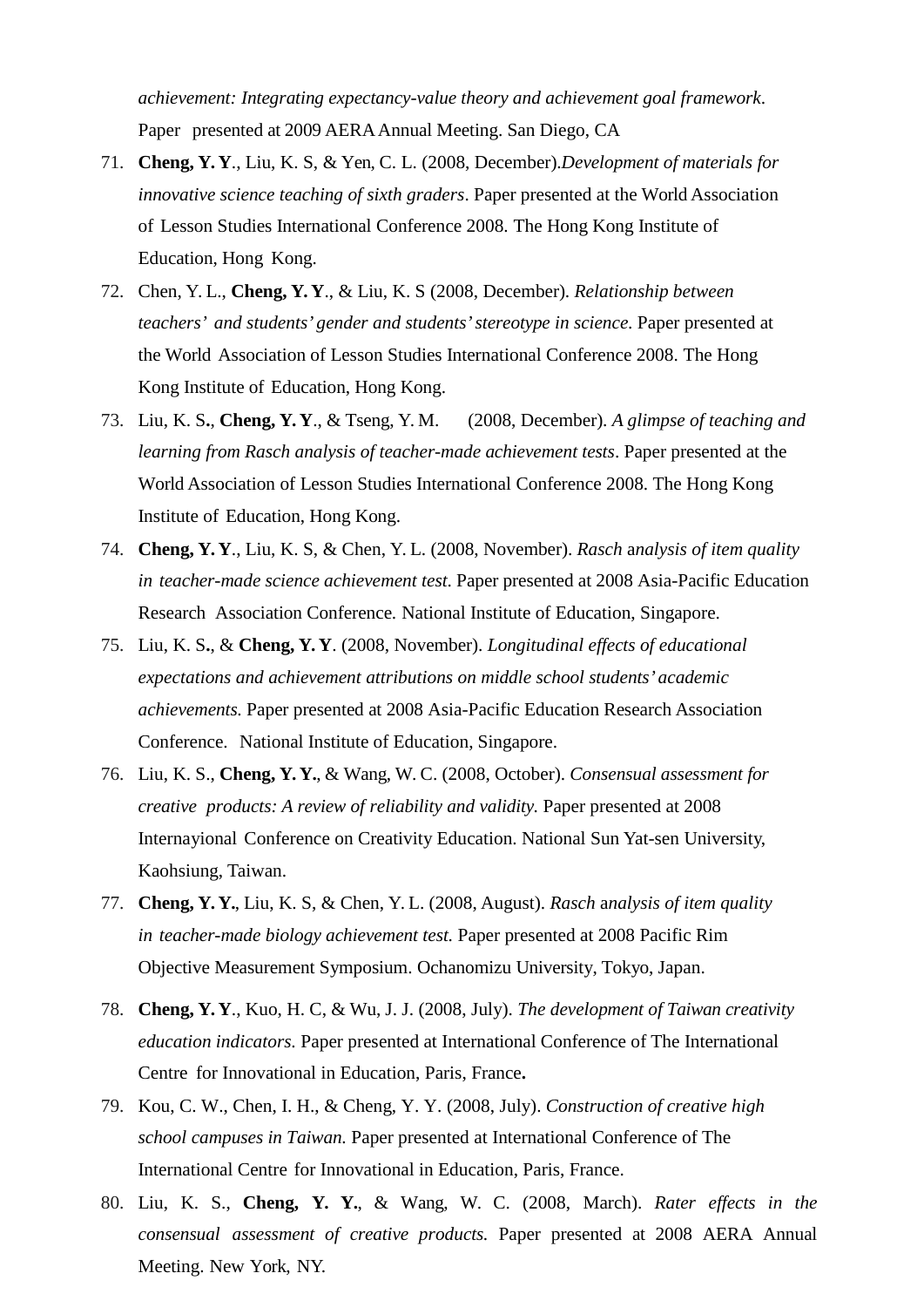*achievement: Integrating expectancy-value theory and achievement goal framework*. Paper presented at 2009 AERA Annual Meeting. San Diego, CA

71. **Cheng, Y. Y**., Liu, K. S, & Yen, C. L. (2008, December).*Development of materials for innovative science teaching of sixth graders*. Paper presented at the World Association of Lesson Studies International Conference 2008. The Hong Kong Institute of Education, Hong Kong.
72. Chen, Y. L., **Cheng, Y. Y**., & Liu, K. S (2008, December). *Relationship between teachers' and students' gender and students' stereotype in science.* Paper presented at the World Association of Lesson Studies International Conference 2008. The Hong Kong Institute of Education, Hong Kong.
73. Liu, K. S**.**, **Cheng, Y. Y**., & Tseng, Y. M. (2008, December). *A glimpse of teaching and learning from Rasch analysis of teacher-made achievement tests*. Paper presented at the World Association of Lesson Studies International Conference 2008. The Hong Kong Institute of Education, Hong Kong.
74. **Cheng, Y. Y**., Liu, K. S, & Chen, Y. L. (2008, November). *Rasch* a*nalysis of item quality in teacher-made science achievement test.* Paper presented at 2008 Asia-Pacific Education Research Association Conference. National Institute of Education, Singapore.
75. Liu, K. S**.**, & **Cheng, Y. Y**. (2008, November). *Longitudinal effects of educational expectations and achievement attributions on middle school students' academic achievements.* Paper presented at 2008 Asia-Pacific Education Research Association Conference. National Institute of Education, Singapore.
76. Liu, K. S., **Cheng, Y. Y.**, & Wang, W. C. (2008, October). *Consensual assessment for creative products: A review of reliability and validity.* Paper presented at 2008 Internayional Conference on Creativity Education. National Sun Yat-sen University, Kaohsiung, Taiwan.
77. **Cheng, Y. Y.**, Liu, K. S, & Chen, Y. L. (2008, August). *Rasch* a*nalysis of item quality in teacher-made biology achievement test.* Paper presented at 2008 Pacific Rim Objective Measurement Symposium. Ochanomizu University, Tokyo, Japan.
78. **Cheng, Y. Y**., Kuo, H. C, & Wu, J. J. (2008, July). *The development of Taiwan creativity education indicators.* Paper presented at International Conference of The International Centre for Innovational in Education, Paris, France**.**
79. Kou, C. W., Chen, I. H., & Cheng, Y. Y. (2008, July). *Construction of creative high school campuses in Taiwan.* Paper presented at International Conference of The International Centre for Innovational in Education, Paris, France.
80. Liu, K. S., **Cheng, Y. Y.**, & Wang, W. C. (2008, March). *Rater effects in the consensual assessment of creative products.* Paper presented at 2008 AERA Annual Meeting. New York, NY.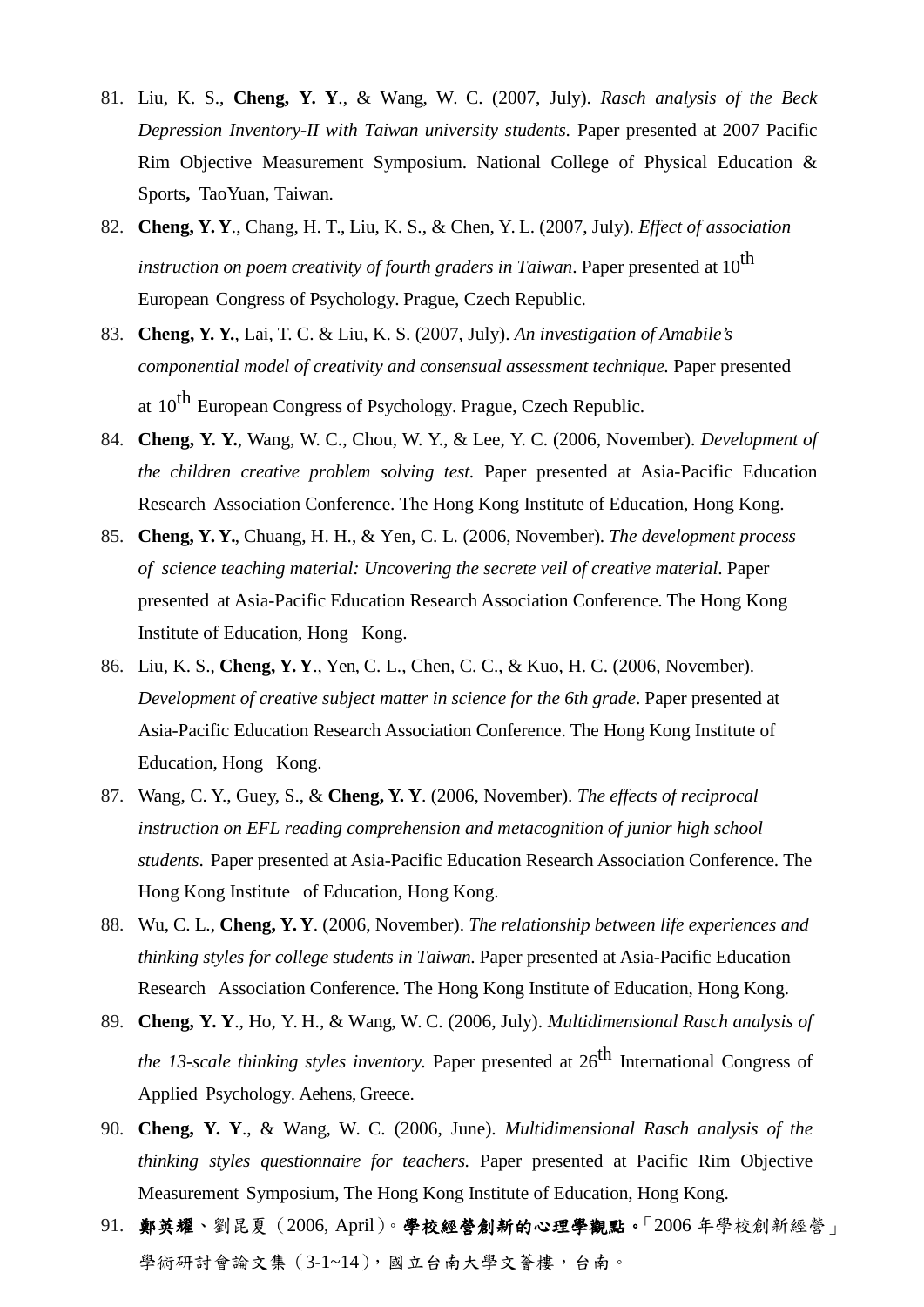81. Liu, K. S., **Cheng, Y. Y**., & Wang, W. C. (2007, July). *Rasch analysis of the Beck Depression Inventory-II with Taiwan university students.* Paper presented at 2007 Pacific Rim Objective Measurement Symposium. National College of Physical Education & Sports**,** TaoYuan, Taiwan.
82. **Cheng, Y. Y**., Chang, H. T., Liu, K. S., & Chen, Y. L. (2007, July). *Effect of association instruction on poem creativity of fourth graders in Taiwan*. Paper presented at 10th European Congress of Psychology. Prague, Czech Republic.
83. **Cheng, Y. Y.**, Lai, T. C. & Liu, K. S. (2007, July). *An investigation of Amabile's componential model of creativity and consensual assessment technique.* Paper presented at 10th European Congress of Psychology. Prague, Czech Republic.
84. **Cheng, Y. Y.**, Wang, W. C., Chou, W. Y., & Lee, Y. C. (2006, November). *Development of the children creative problem solving test.* Paper presented at Asia-Pacific Education Research Association Conference. The Hong Kong Institute of Education, Hong Kong.
85. **Cheng, Y. Y.**, Chuang, H. H., & Yen, C. L. (2006, November). *The development process of science teaching material: Uncovering the secrete veil of creative material*. Paper presented at Asia-Pacific Education Research Association Conference. The Hong Kong Institute of Education, Hong Kong.
86. Liu, K. S., **Cheng, Y. Y**., Yen, C. L., Chen, C. C., & Kuo, H. C. (2006, November). *Development of creative subject matter in science for the 6th grade*. Paper presented at Asia-Pacific Education Research Association Conference. The Hong Kong Institute of Education, Hong Kong.
87. Wang, C. Y., Guey, S., & **Cheng, Y. Y**. (2006, November). *The effects of reciprocal instruction on EFL reading comprehension and metacognition of junior high school students*. Paper presented at Asia-Pacific Education Research Association Conference. The Hong Kong Institute of Education, Hong Kong.
88. Wu, C. L., **Cheng, Y. Y**. (2006, November). *The relationship between life experiences and thinking styles for college students in Taiwan.* Paper presented at Asia-Pacific Education Research Association Conference. The Hong Kong Institute of Education, Hong Kong.
89. **Cheng, Y. Y**., Ho, Y. H., & Wang, W. C. (2006, July). *Multidimensional Rasch analysis of the 13-scale thinking styles inventory.* Paper presented at 26th International Congress of Applied Psychology. Aehens, Greece.
90. **Cheng, Y. Y**., & Wang, W. C. (2006, June). *Multidimensional Rasch analysis of the thinking styles questionnaire for teachers.* Paper presented at Pacific Rim Objective Measurement Symposium, The Hong Kong Institute of Education, Hong Kong.
91. **鄭英耀**、劉昆夏（2006, April）。**學校經營創新的心理學觀點。**「2006 年學校創新經營」學術研討會論文集（3-1~14），國立台南大學文薈樓，台南。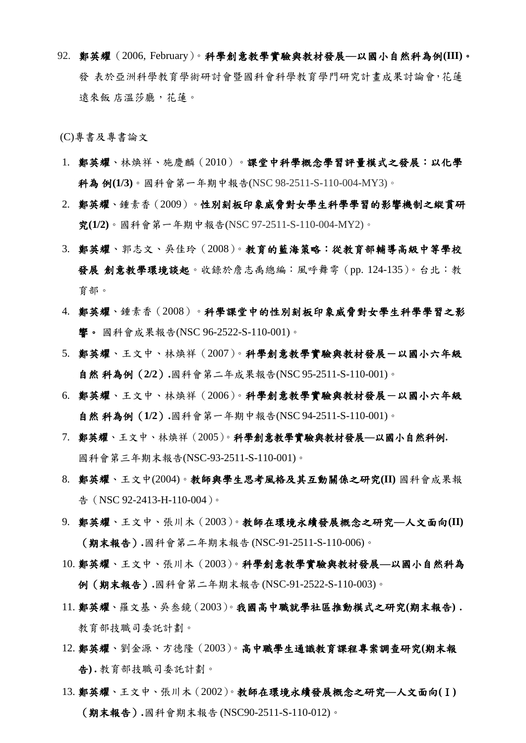92. **鄭英耀**（2006, February）。**科學創意教學實驗與教材發展—以國小自然科為例(III)。** 發 表於亞洲科學教育學術研討會暨國科會科學教育學門研究計畫成果討論會，花蓮遠來飯 店溫莎廳，花蓮。

(C)專書及專書論文

1. **鄭英耀**、林煥祥、施慶麟（2010）。**課堂中科學概念學習評量模式之發展：以化學科為 例(1/3)**。國科會第一年期中報告(NSC 98-2511-S-110-004-MY3)。
2. **鄭英耀**、鍾素香（2009）。**性別刻板印象威脅對女學生科學學習的影響機制之縱貫研究(1/2)**。國科會第一年期中報告(NSC 97-2511-S-110-004-MY2)。
3. **鄭英耀**、郭志文、吳佳玲（2008）。**教育的藍海策略：從教育部輔導高級中等學校發展 創意教學環境談起**。收錄於詹志禹總編：風呼舞雩（pp. 124-135）。台北：教育部。
4. **鄭英耀**、鍾素香（2008）。**科學課堂中的性別刻板印象威脅對女學生科學學習之影響。** 國科會成果報告(NSC 96-2522-S-110-001)。
5. **鄭英耀**、王文中、林煥祥（2007）。**科學創意教學實驗與教材發展－以國小六年級自然 科為例（2/2）.**國科會第二年成果報告(NSC 95-2511-S-110-001)。
6. **鄭英耀**、王文中、林煥祥（2006）。**科學創意教學實驗與教材發展－以國小六年級自然 科為例（1/2）.**國科會第一年期中報告(NSC 94-2511-S-110-001)。
7. **鄭英耀**、王文中、林煥祥（2005）。**科學創意教學實驗與教材發展—以國小自然科例.** 國科會第三年期末報告(NSC-93-2511-S-110-001)。
8. **鄭英耀**、王文中(2004)。**教師與學生思考風格及其互動關係之研究(II)** 國科會成果報告（NSC 92-2413-H-110-004）。
9. **鄭英耀**、王文中、張川木（2003）。**教師在環境永續發展概念之研究—人文面向(II)（期末報告）.**國科會第二年期末報告 (NSC-91-2511-S-110-006)。
10. **鄭英耀**、王文中、張川木（2003）。**科學創意教學實驗與教材發展—以國小自然科為例（期末報告）.**國科會第二年期末報告 (NSC-91-2522-S-110-003)。
11. **鄭英耀**、羅文基、吳叁鏡（2003）。**我國高中職就學社區推動模式之研究(期末報告) .** 教育部技職司委託計劃。
12. **鄭英耀**、劉金源、方德隆（2003）。**高中職學生通識教育課程專案調查研究(期末報告) .** 教育部技職司委託計劃。
13. **鄭英耀**、王文中、張川木（2002）。**教師在環境永續發展概念之研究—人文面向(Ｉ)（期末報告）.**國科會期末報告 (NSC90-2511-S-110-012)。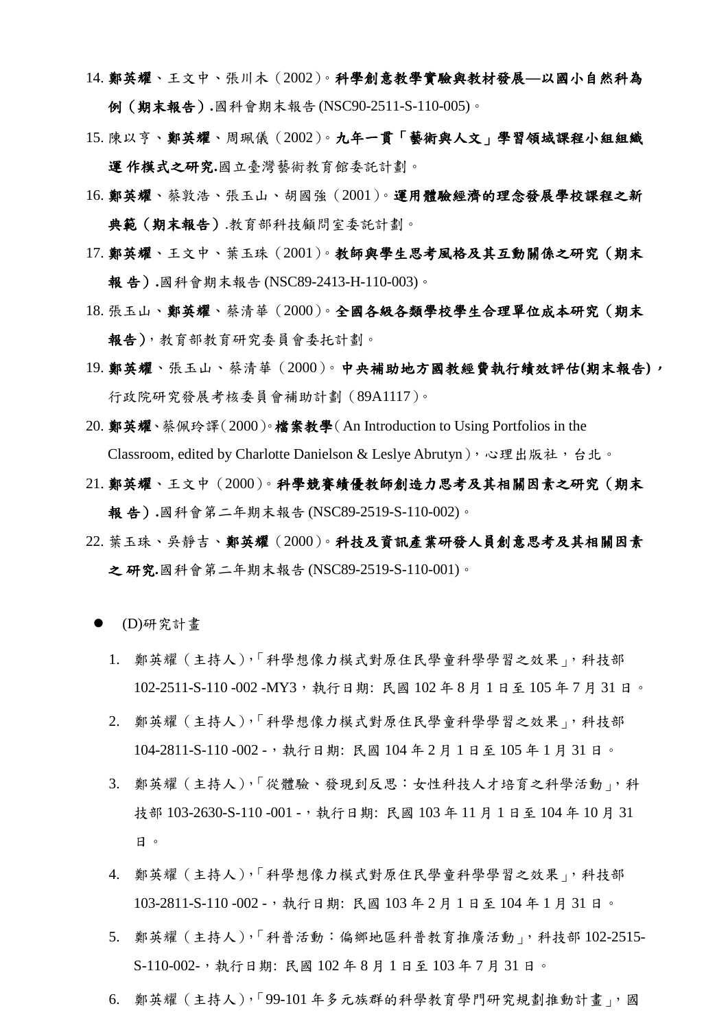14. **鄭英耀**、王文中、張川木（2002）。**科學創意教學實驗與教材發展—以國小自然科為例（期末報告）.**國科會期末報告 (NSC90-2511-S-110-005)。
15. 陳以亨、**鄭英耀**、周珮儀（2002）。**九年一貫「藝術與人文」學習領域課程小組組織運 作模式之研究.**國立臺灣藝術教育館委託計劃。
16. **鄭英耀**、蔡敦浩、張玉山、胡國強（2001）。**運用體驗經濟的理念發展學校課程之新典範（期末報告）**.教育部科技顧問室委託計劃。
17. **鄭英耀**、王文中、葉玉珠（2001）。**教師與學生思考風格及其互動關係之研究（期末報 告）.**國科會期末報告 (NSC89-2413-H-110-003)。
18. 張玉山、**鄭英耀**、蔡清華（2000）。**全國各級各類學校學生合理單位成本研究（期末報告）**，教育部教育研究委員會委托計劃。
19. **鄭英耀**、張玉山、蔡清華（2000）。**中央補助地方國教經費執行績效評估(期末報告)，**行政院研究發展考核委員會補助計劃（89A1117）。
20. **鄭英耀**、蔡佩玲譯（2000）。**檔案教學**（An Introduction to Using Portfolios in the Classroom, edited by Charlotte Danielson & Leslye Abrutyn），心理出版社，台北。
21. **鄭英耀**、王文中（2000）。**科學競賽績優教師創造力思考及其相關因素之研究（期末報 告）.**國科會第二年期末報告 (NSC89-2519-S-110-002)。
22. 葉玉珠、吳靜吉、**鄭英耀**（2000）。**科技及資訊產業研發人員創意思考及其相關因素之 研究.**國科會第二年期末報告 (NSC89-2519-S-110-001)。

- (D)研究計畫

1. 鄭英耀（主持人），「科學想像力模式對原住民學童科學學習之效果」，科技部 102-2511-S-110 -002 -MY3，執行日期: 民國 102 年 8 月 1 日至 105 年 7 月 31 日。
2. 鄭英耀（主持人），「科學想像力模式對原住民學童科學學習之效果」，科技部 104-2811-S-110 -002 -，執行日期: 民國 104 年 2 月 1 日至 105 年 1 月 31 日。
3. 鄭英耀（主持人），「從體驗、發現到反思：女性科技人才培育之科學活動」，科技部 103-2630-S-110 -001 -，執行日期: 民國 103 年 11 月 1 日至 104 年 10 月 31 日。
4. 鄭英耀（主持人），「科學想像力模式對原住民學童科學學習之效果」，科技部 103-2811-S-110 -002 -，執行日期: 民國 103 年 2 月 1 日至 104 年 1 月 31 日。
5. 鄭英耀（主持人），「科普活動：偏鄉地區科普教育推廣活動」，科技部 102-2515-S-110-002-，執行日期: 民國 102 年 8 月 1 日至 103 年 7 月 31 日。
6. 鄭英耀（主持人），「99-101 年多元族群的科學教育學門研究規劃推動計畫」，國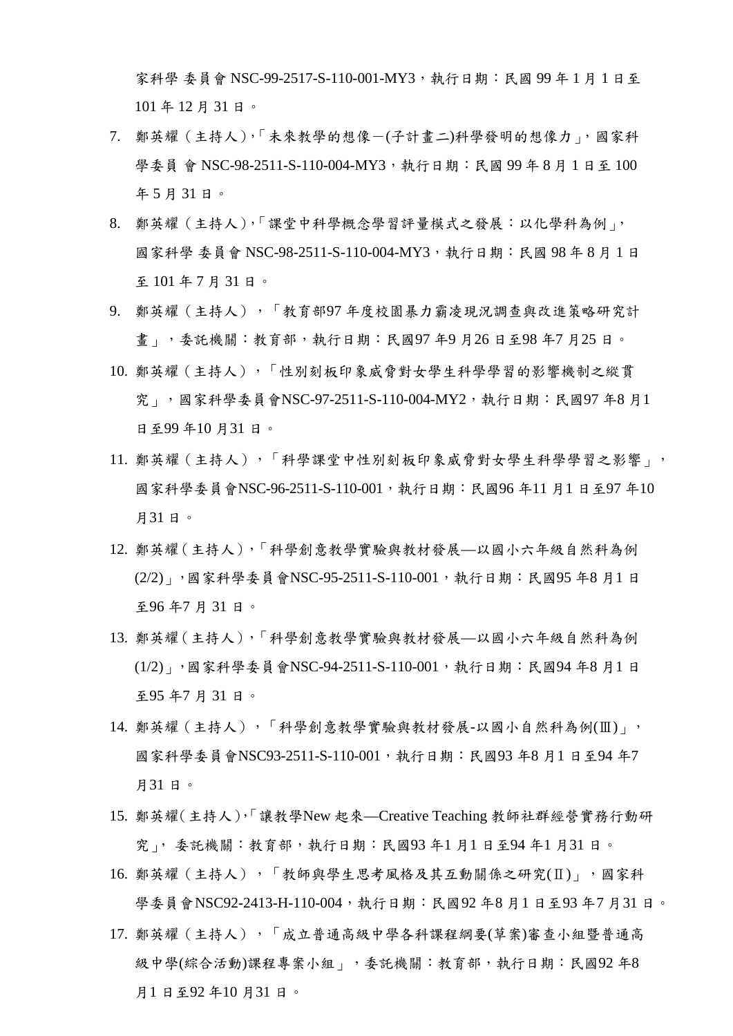家科學 委員會 NSC-99-2517-S-110-001-MY3，執行日期：民國 99 年 1 月 1 日至 101 年 12 月 31 日。

7. 鄭英耀（主持人），「未來教學的想像－(子計畫二)科學發明的想像力」，國家科學委員 會 NSC-98-2511-S-110-004-MY3，執行日期：民國 99 年 8 月 1 日至 100 年 5 月 31 日。
8. 鄭英耀（主持人），「課堂中科學概念學習評量模式之發展：以化學科為例」，國家科學 委員會 NSC-98-2511-S-110-004-MY3，執行日期：民國 98 年 8 月 1 日至 101 年 7 月 31 日。
9. 鄭英耀（主持人），「教育部97 年度校園暴力霸凌現況調查與改進策略研究計畫」，委託機關：教育部，執行日期：民國97 年9 月26 日至98 年7 月25 日。
10. 鄭英耀（主持人），「性別刻板印象威脅對女學生科學學習的影響機制之縱貫究」，國家科學委員會NSC-97-2511-S-110-004-MY2，執行日期：民國97 年8 月1 日至99 年10 月31 日。
11. 鄭英耀（主持人），「科學課堂中性別刻板印象威脅對女學生科學學習之影響」，國家科學委員會NSC-96-2511-S-110-001，執行日期：民國96 年11 月1 日至97 年10 月31 日。
12. 鄭英耀（主持人），「科學創意教學實驗與教材發展—以國小六年級自然科為例(2/2)」，國家科學委員會NSC-95-2511-S-110-001，執行日期：民國95 年8 月1 日至96 年7 月 31 日。
13. 鄭英耀（主持人），「科學創意教學實驗與教材發展—以國小六年級自然科為例(1/2)」，國家科學委員會NSC-94-2511-S-110-001，執行日期：民國94 年8 月1 日至95 年7 月 31 日。
14. 鄭英耀（主持人），「科學創意教學實驗與教材發展-以國小自然科為例(Ⅲ)」，國家科學委員會NSC93-2511-S-110-001，執行日期：民國93 年8 月1 日至94 年7 月31 日。
15. 鄭英耀(主持人)，「讓教學New 起來—Creative Teaching 教師社群經營實務行動研究」，委託機關：教育部，執行日期：民國93 年1 月1 日至94 年1 月31 日。
16. 鄭英耀（主持人），「教師與學生思考風格及其互動關係之研究(Ⅱ)」，國家科學委員會NSC92-2413-H-110-004，執行日期：民國92 年8 月1 日至93 年7 月31 日。
17. 鄭英耀（主持人），「成立普通高級中學各科課程綱要(草案)審查小組暨普通高級中學(綜合活動)課程專案小組」，委託機關：教育部，執行日期：民國92 年8 月1 日至92 年10 月31 日。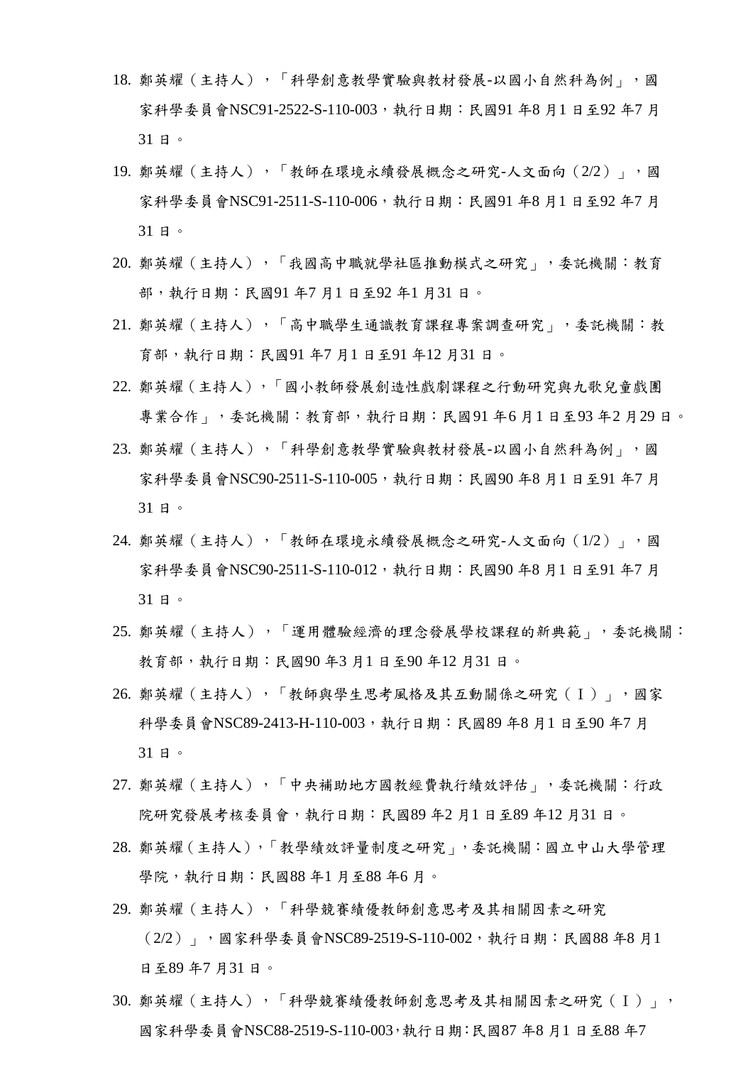18. 鄭英耀（主持人），「科學創意教學實驗與教材發展-以國小自然科為例」，國家科學委員會NSC91-2522-S-110-003，執行日期：民國91 年8 月1 日至92 年7 月31 日。
19. 鄭英耀（主持人），「教師在環境永續發展概念之研究-人文面向（2/2）」，國家科學委員會NSC91-2511-S-110-006，執行日期：民國91 年8 月1 日至92 年7 月31 日。
20. 鄭英耀（主持人），「我國高中職就學社區推動模式之研究」，委託機關：教育部，執行日期：民國91 年7 月1 日至92 年1 月31 日。
21. 鄭英耀（主持人），「高中職學生通識教育課程專案調查研究」，委託機關：教育部，執行日期：民國91 年7 月1 日至91 年12 月31 日。
22. 鄭英耀（主持人），「國小教師發展創造性戲劇課程之行動研究與九歌兒童戲團專業合作」，委託機關：教育部，執行日期：民國91 年6 月1 日至93 年2 月29 日。
23. 鄭英耀（主持人），「科學創意教學實驗與教材發展-以國小自然科為例」，國家科學委員會NSC90-2511-S-110-005，執行日期：民國90 年8 月1 日至91 年7 月31 日。
24. 鄭英耀（主持人），「教師在環境永續發展概念之研究-人文面向（1/2）」，國家科學委員會NSC90-2511-S-110-012，執行日期：民國90 年8 月1 日至91 年7 月31 日。
25. 鄭英耀（主持人），「運用體驗經濟的理念發展學校課程的新典範」，委託機關：教育部，執行日期：民國90 年3 月1 日至90 年12 月31 日。
26. 鄭英耀（主持人），「教師與學生思考風格及其互動關係之研究（Ｉ）」，國家科學委員會NSC89-2413-H-110-003，執行日期：民國89 年8 月1 日至90 年7 月31 日。
27. 鄭英耀（主持人），「中央補助地方國教經費執行績效評估」，委託機關：行政院研究發展考核委員會，執行日期：民國89 年2 月1 日至89 年12 月31 日。
28. 鄭英耀（主持人），「教學績效評量制度之研究」，委託機關：國立中山大學管理學院，執行日期：民國88 年1 月至88 年6 月。
29. 鄭英耀（主持人），「科學競賽績優教師創意思考及其相關因素之研究（2/2）」，國家科學委員會NSC89-2519-S-110-002，執行日期：民國88 年8 月1 日至89 年7 月31 日。
30. 鄭英耀（主持人），「科學競賽績優教師創意思考及其相關因素之研究（Ｉ）」，國家科學委員會NSC88-2519-S-110-003，執行日期：民國87 年8 月1 日至88 年7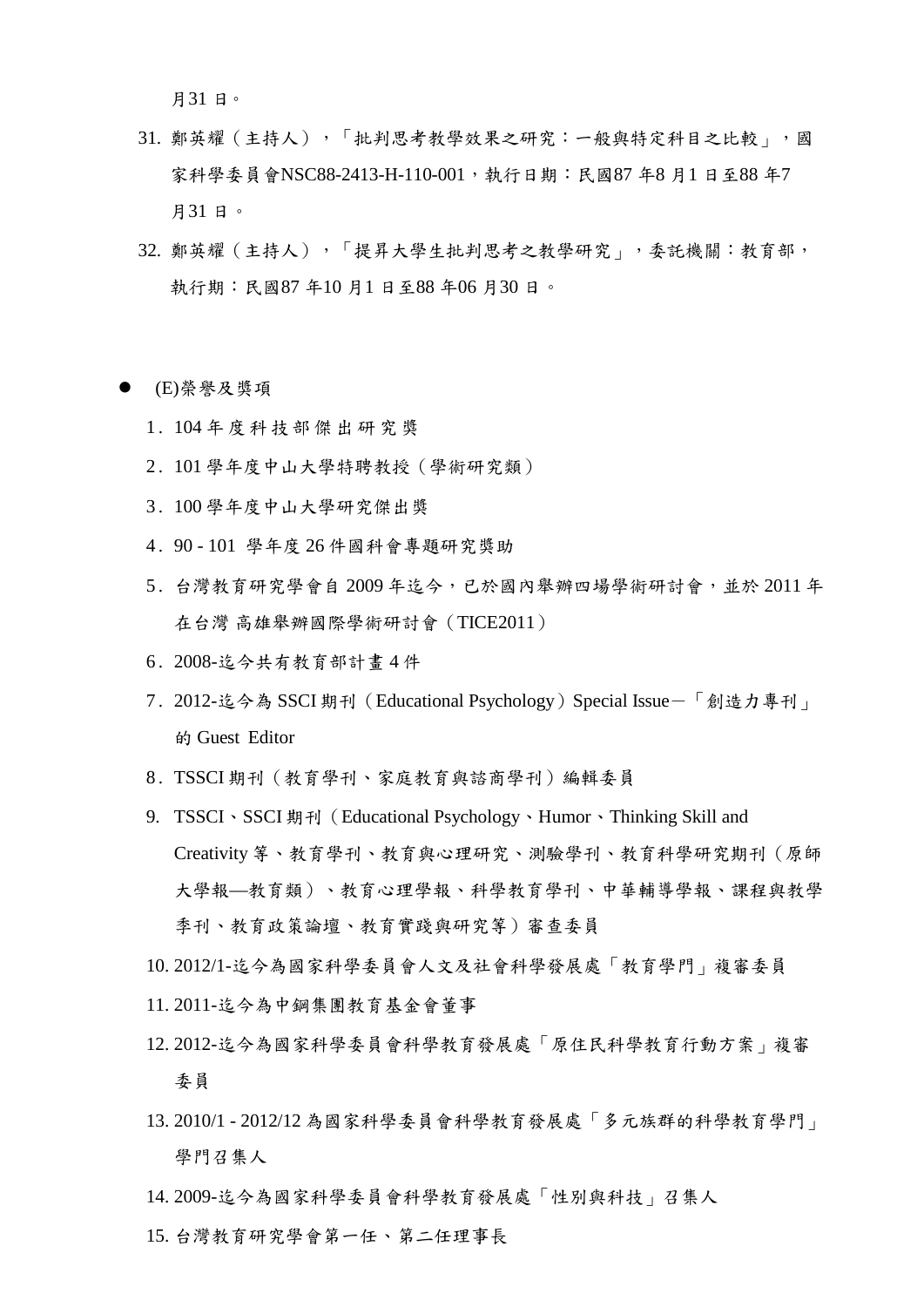月31 日。

31. 鄭英耀（主持人），「批判思考教學效果之研究：一般與特定科目之比較」，國家科學委員會NSC88-2413-H-110-001，執行日期：民國87 年8 月1 日至88 年7 月31 日。
32. 鄭英耀（主持人），「提昇大學生批判思考之教學研究」，委託機關：教育部，執行期：民國87 年10 月1 日至88 年06 月30 日。

- (E)榮譽及獎項

1. 104 年 度 科 技 部 傑 出 研 究 獎
2. 101 學年度中山大學特聘教授（學術研究類）
3. 100 學年度中山大學研究傑出獎
4. 90 - 101 學年度 26 件國科會專題研究獎助
5. 台灣教育研究學會自 2009 年迄今，已於國內舉辦四場學術研討會，並於 2011 年在台灣 高雄舉辦國際學術研討會（TICE2011）
6. 2008-迄今共有教育部計畫 4 件
7. 2012-迄今為 SSCI 期刊（Educational Psychology）Special Issue－「創造力專刊」的 Guest Editor
8. TSSCI 期刊（教育學刊、家庭教育與諮商學刊）編輯委員
9. TSSCI、SSCI 期刊（Educational Psychology、Humor、Thinking Skill and Creativity 等、教育學刊、教育與心理研究、測驗學刊、教育科學研究期刊（原師大學報—教育類）、教育心理學報、科學教育學刊、中華輔導學報、課程與教學季刊、教育政策論壇、教育實踐與研究等）審查委員
10. 2012/1-迄今為國家科學委員會人文及社會科學發展處「教育學門」複審委員
11. 2011-迄今為中鋼集團教育基金會董事
12. 2012-迄今為國家科學委員會科學教育發展處「原住民科學教育行動方案」複審委員
13. 2010/1 - 2012/12 為國家科學委員會科學教育發展處「多元族群的科學教育學門」學門召集人
14. 2009-迄今為國家科學委員會科學教育發展處「性別與科技」召集人
15. 台灣教育研究學會第一任、第二任理事長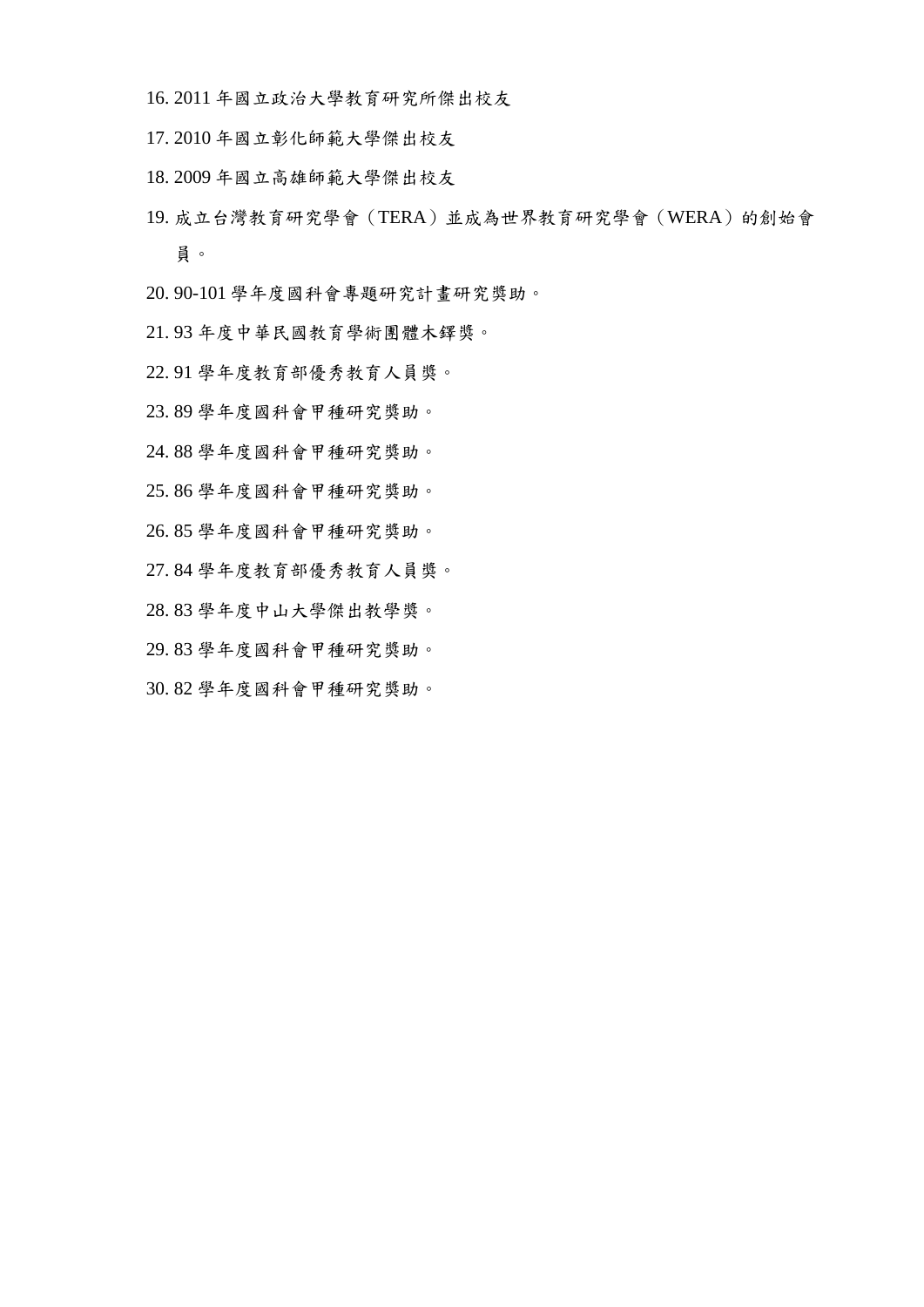16. 2011 年國立政治大學教育研究所傑出校友
17. 2010 年國立彰化師範大學傑出校友
18. 2009 年國立高雄師範大學傑出校友
19. 成立台灣教育研究學會（TERA）並成為世界教育研究學會（WERA）的創始會員。
20. 90-101 學年度國科會專題研究計畫研究獎助。
21. 93 年度中華民國教育學術團體木鐸獎。
22. 91 學年度教育部優秀教育人員獎。
23. 89 學年度國科會甲種研究獎助。
24. 88 學年度國科會甲種研究獎助。
25. 86 學年度國科會甲種研究獎助。
26. 85 學年度國科會甲種研究獎助。
27. 84 學年度教育部優秀教育人員獎。
28. 83 學年度中山大學傑出教學獎。
29. 83 學年度國科會甲種研究獎助。
30. 82 學年度國科會甲種研究獎助。